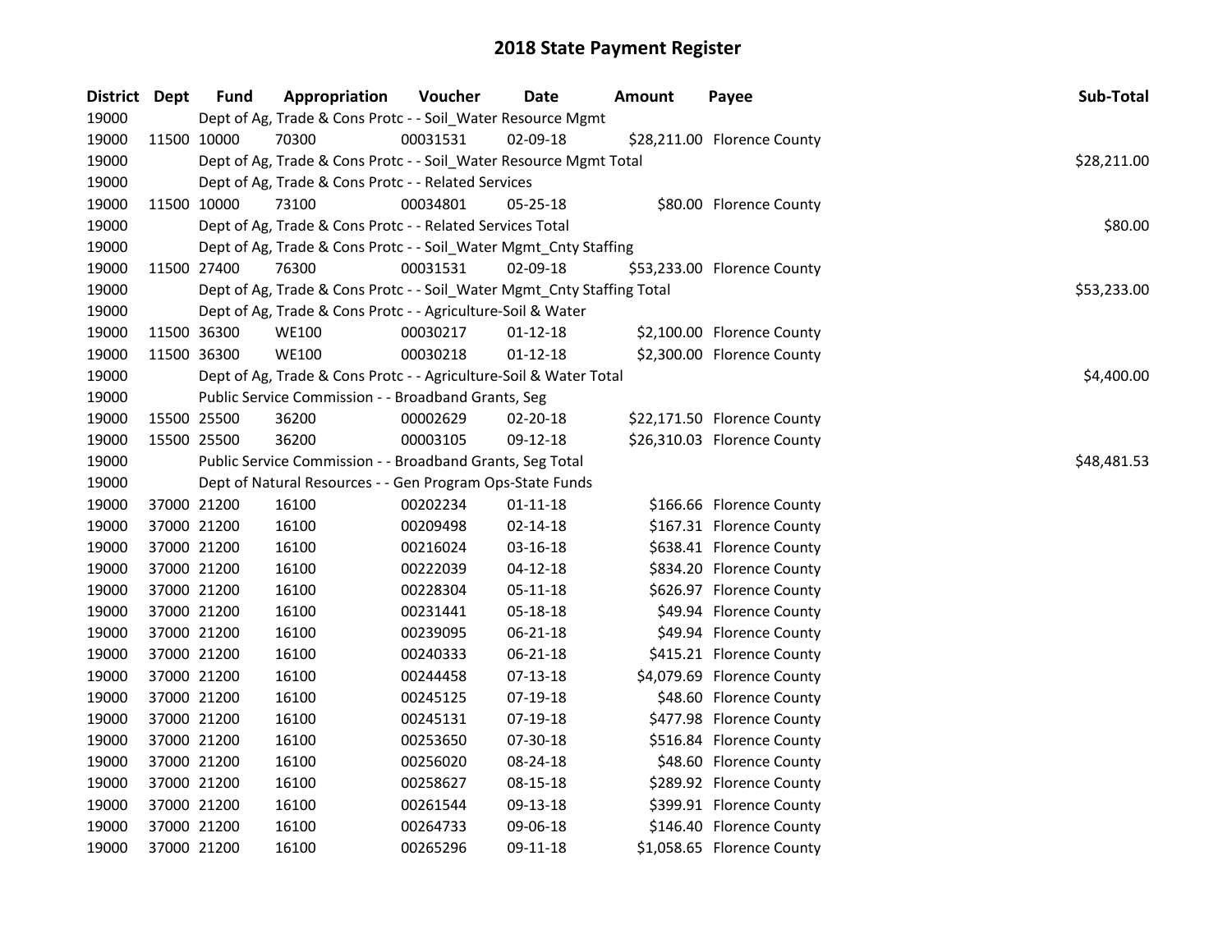# 2018 State Payment Register

| District | Dept | Fund | Appropriation | Voucher | Date | Amount | Payee | Sub-Total |
|---|---|---|---|---|---|---|---|---|
| 19000 | | Dept of Ag, Trade & Cons Protc - - Soil_Water Resource Mgmt | | | | | | |
| 19000 | 11500 | 10000 | 70300 | 00031531 | 02-09-18 | $28,211.00 | Florence County | |
| 19000 | | Dept of Ag, Trade & Cons Protc - - Soil_Water Resource Mgmt Total | | | | | | $28,211.00 |
| 19000 | | Dept of Ag, Trade & Cons Protc - - Related Services | | | | | | |
| 19000 | 11500 | 10000 | 73100 | 00034801 | 05-25-18 | $80.00 | Florence County | |
| 19000 | | Dept of Ag, Trade & Cons Protc - - Related Services Total | | | | | | $80.00 |
| 19000 | | Dept of Ag, Trade & Cons Protc - - Soil_Water Mgmt_Cnty Staffing | | | | | | |
| 19000 | 11500 | 27400 | 76300 | 00031531 | 02-09-18 | $53,233.00 | Florence County | |
| 19000 | | Dept of Ag, Trade & Cons Protc - - Soil_Water Mgmt_Cnty Staffing Total | | | | | | $53,233.00 |
| 19000 | | Dept of Ag, Trade & Cons Protc - - Agriculture-Soil & Water | | | | | | |
| 19000 | 11500 | 36300 | WE100 | 00030217 | 01-12-18 | $2,100.00 | Florence County | |
| 19000 | 11500 | 36300 | WE100 | 00030218 | 01-12-18 | $2,300.00 | Florence County | |
| 19000 | | Dept of Ag, Trade & Cons Protc - - Agriculture-Soil & Water Total | | | | | | $4,400.00 |
| 19000 | | Public Service Commission - - Broadband Grants, Seg | | | | | | |
| 19000 | 15500 | 25500 | 36200 | 00002629 | 02-20-18 | $22,171.50 | Florence County | |
| 19000 | 15500 | 25500 | 36200 | 00003105 | 09-12-18 | $26,310.03 | Florence County | |
| 19000 | | Public Service Commission - - Broadband Grants, Seg Total | | | | | | $48,481.53 |
| 19000 | | Dept of Natural Resources - - Gen Program Ops-State Funds | | | | | | |
| 19000 | 37000 | 21200 | 16100 | 00202234 | 01-11-18 | $166.66 | Florence County | |
| 19000 | 37000 | 21200 | 16100 | 00209498 | 02-14-18 | $167.31 | Florence County | |
| 19000 | 37000 | 21200 | 16100 | 00216024 | 03-16-18 | $638.41 | Florence County | |
| 19000 | 37000 | 21200 | 16100 | 00222039 | 04-12-18 | $834.20 | Florence County | |
| 19000 | 37000 | 21200 | 16100 | 00228304 | 05-11-18 | $626.97 | Florence County | |
| 19000 | 37000 | 21200 | 16100 | 00231441 | 05-18-18 | $49.94 | Florence County | |
| 19000 | 37000 | 21200 | 16100 | 00239095 | 06-21-18 | $49.94 | Florence County | |
| 19000 | 37000 | 21200 | 16100 | 00240333 | 06-21-18 | $415.21 | Florence County | |
| 19000 | 37000 | 21200 | 16100 | 00244458 | 07-13-18 | $4,079.69 | Florence County | |
| 19000 | 37000 | 21200 | 16100 | 00245125 | 07-19-18 | $48.60 | Florence County | |
| 19000 | 37000 | 21200 | 16100 | 00245131 | 07-19-18 | $477.98 | Florence County | |
| 19000 | 37000 | 21200 | 16100 | 00253650 | 07-30-18 | $516.84 | Florence County | |
| 19000 | 37000 | 21200 | 16100 | 00256020 | 08-24-18 | $48.60 | Florence County | |
| 19000 | 37000 | 21200 | 16100 | 00258627 | 08-15-18 | $289.92 | Florence County | |
| 19000 | 37000 | 21200 | 16100 | 00261544 | 09-13-18 | $399.91 | Florence County | |
| 19000 | 37000 | 21200 | 16100 | 00264733 | 09-06-18 | $146.40 | Florence County | |
| 19000 | 37000 | 21200 | 16100 | 00265296 | 09-11-18 | $1,058.65 | Florence County | |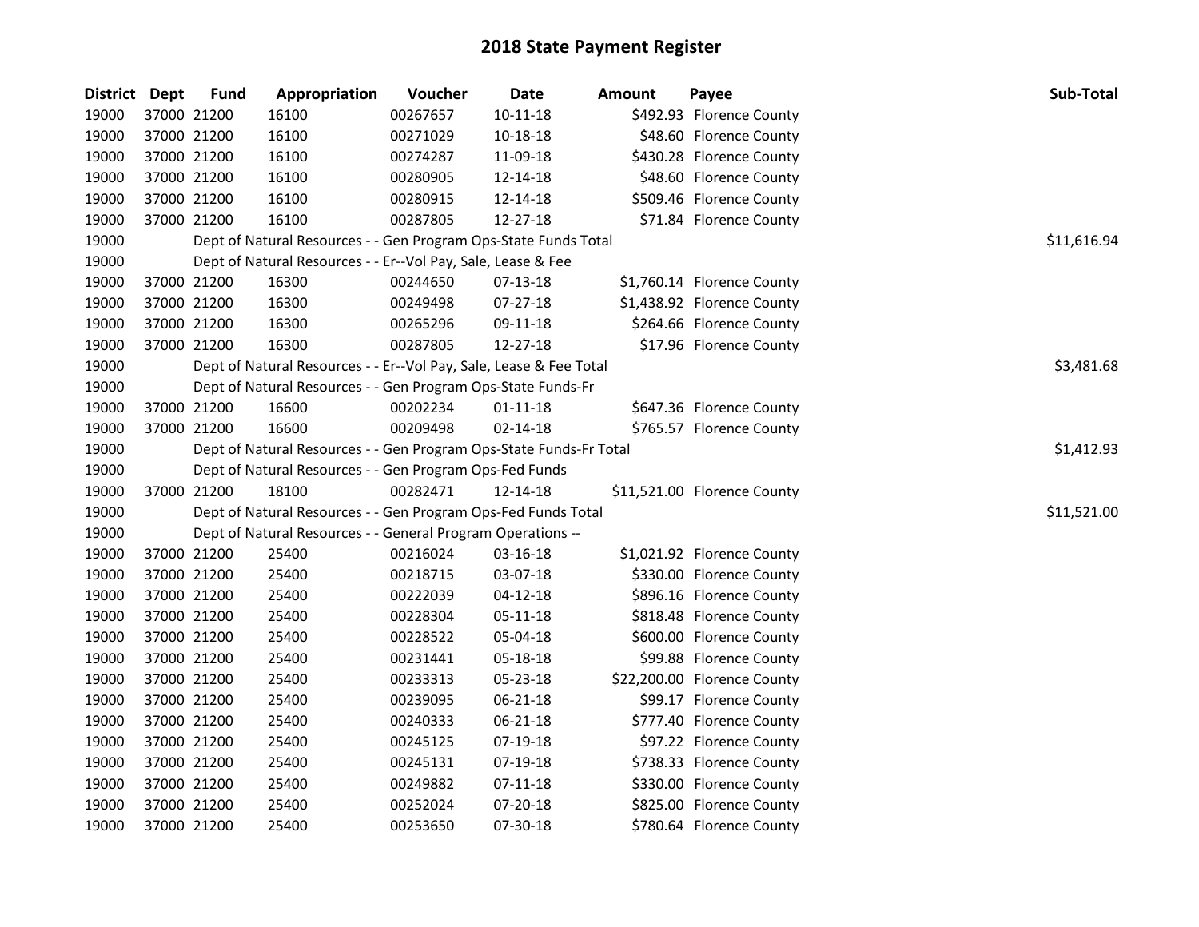# 2018 State Payment Register

| District | Dept | Fund | Appropriation | Voucher | Date | Amount | Payee | Sub-Total |
|---|---|---|---|---|---|---|---|---|
| 19000 | 37000 | 21200 | 16100 | 00267657 | 10-11-18 | $492.93 | Florence County | |
| 19000 | 37000 | 21200 | 16100 | 00271029 | 10-18-18 | $48.60 | Florence County | |
| 19000 | 37000 | 21200 | 16100 | 00274287 | 11-09-18 | $430.28 | Florence County | |
| 19000 | 37000 | 21200 | 16100 | 00280905 | 12-14-18 | $48.60 | Florence County | |
| 19000 | 37000 | 21200 | 16100 | 00280915 | 12-14-18 | $509.46 | Florence County | |
| 19000 | 37000 | 21200 | 16100 | 00287805 | 12-27-18 | $71.84 | Florence County | |
| 19000 | | Dept of Natural Resources - - Gen Program Ops-State Funds Total | | | | | | $11,616.94 |
| 19000 | | Dept of Natural Resources - - Er--Vol Pay, Sale, Lease & Fee | | | | | | |
| 19000 | 37000 | 21200 | 16300 | 00244650 | 07-13-18 | $1,760.14 | Florence County | |
| 19000 | 37000 | 21200 | 16300 | 00249498 | 07-27-18 | $1,438.92 | Florence County | |
| 19000 | 37000 | 21200 | 16300 | 00265296 | 09-11-18 | $264.66 | Florence County | |
| 19000 | 37000 | 21200 | 16300 | 00287805 | 12-27-18 | $17.96 | Florence County | |
| 19000 | | Dept of Natural Resources - - Er--Vol Pay, Sale, Lease & Fee Total | | | | | | $3,481.68 |
| 19000 | | Dept of Natural Resources - - Gen Program Ops-State Funds-Fr | | | | | | |
| 19000 | 37000 | 21200 | 16600 | 00202234 | 01-11-18 | $647.36 | Florence County | |
| 19000 | 37000 | 21200 | 16600 | 00209498 | 02-14-18 | $765.57 | Florence County | |
| 19000 | | Dept of Natural Resources - - Gen Program Ops-State Funds-Fr Total | | | | | | $1,412.93 |
| 19000 | | Dept of Natural Resources - - Gen Program Ops-Fed Funds | | | | | | |
| 19000 | 37000 | 21200 | 18100 | 00282471 | 12-14-18 | $11,521.00 | Florence County | |
| 19000 | | Dept of Natural Resources - - Gen Program Ops-Fed Funds Total | | | | | | $11,521.00 |
| 19000 | | Dept of Natural Resources - - General Program Operations -- | | | | | | |
| 19000 | 37000 | 21200 | 25400 | 00216024 | 03-16-18 | $1,021.92 | Florence County | |
| 19000 | 37000 | 21200 | 25400 | 00218715 | 03-07-18 | $330.00 | Florence County | |
| 19000 | 37000 | 21200 | 25400 | 00222039 | 04-12-18 | $896.16 | Florence County | |
| 19000 | 37000 | 21200 | 25400 | 00228304 | 05-11-18 | $818.48 | Florence County | |
| 19000 | 37000 | 21200 | 25400 | 00228522 | 05-04-18 | $600.00 | Florence County | |
| 19000 | 37000 | 21200 | 25400 | 00231441 | 05-18-18 | $99.88 | Florence County | |
| 19000 | 37000 | 21200 | 25400 | 00233313 | 05-23-18 | $22,200.00 | Florence County | |
| 19000 | 37000 | 21200 | 25400 | 00239095 | 06-21-18 | $99.17 | Florence County | |
| 19000 | 37000 | 21200 | 25400 | 00240333 | 06-21-18 | $777.40 | Florence County | |
| 19000 | 37000 | 21200 | 25400 | 00245125 | 07-19-18 | $97.22 | Florence County | |
| 19000 | 37000 | 21200 | 25400 | 00245131 | 07-19-18 | $738.33 | Florence County | |
| 19000 | 37000 | 21200 | 25400 | 00249882 | 07-11-18 | $330.00 | Florence County | |
| 19000 | 37000 | 21200 | 25400 | 00252024 | 07-20-18 | $825.00 | Florence County | |
| 19000 | 37000 | 21200 | 25400 | 00253650 | 07-30-18 | $780.64 | Florence County | |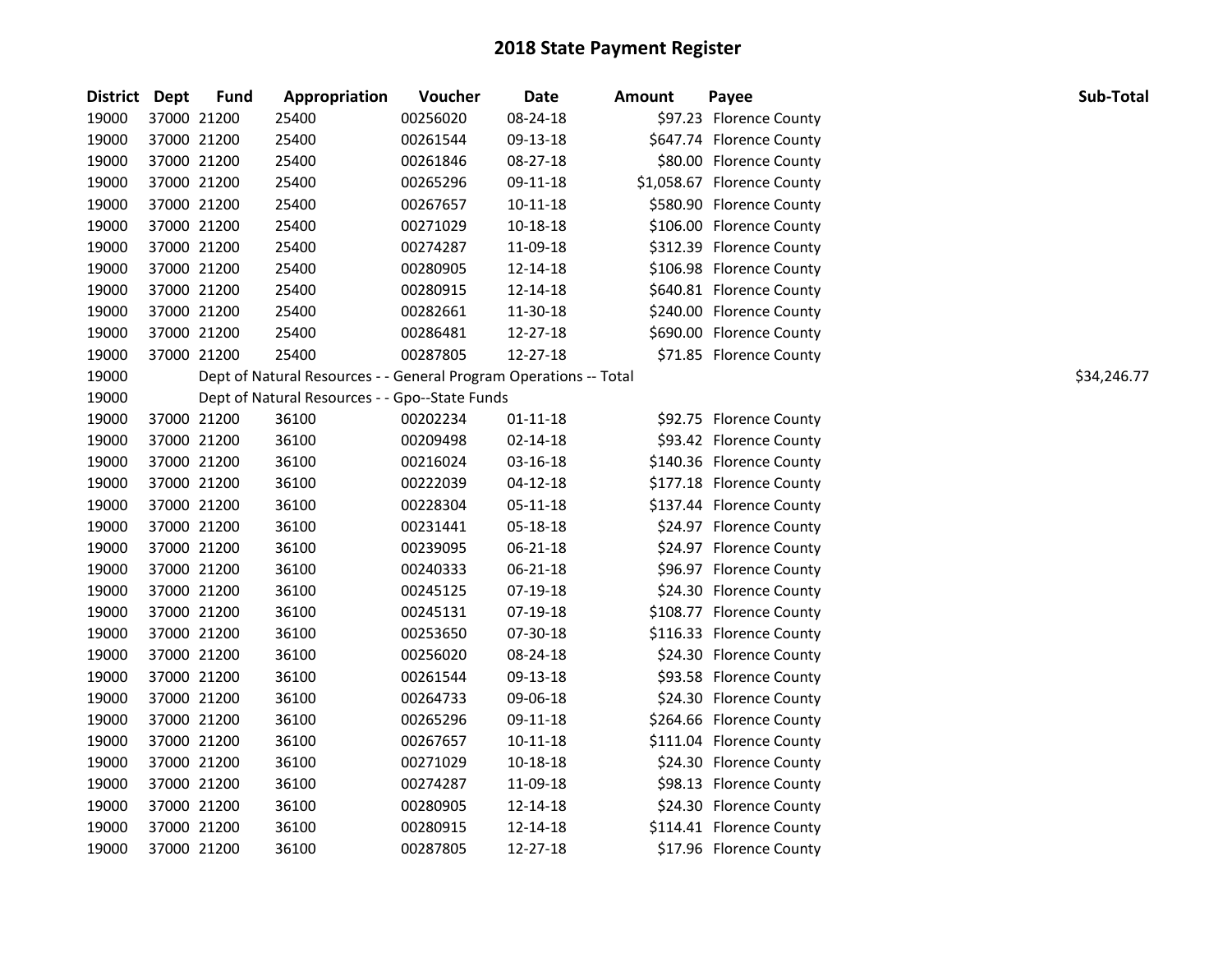# 2018 State Payment Register

| District | Dept | Fund | Appropriation | Voucher | Date | Amount | Payee | Sub-Total |
|---|---|---|---|---|---|---|---|---|
| 19000 | 37000 | 21200 | 25400 | 00256020 | 08-24-18 | $97.23 | Florence County | |
| 19000 | 37000 | 21200 | 25400 | 00261544 | 09-13-18 | $647.74 | Florence County | |
| 19000 | 37000 | 21200 | 25400 | 00261846 | 08-27-18 | $80.00 | Florence County | |
| 19000 | 37000 | 21200 | 25400 | 00265296 | 09-11-18 | $1,058.67 | Florence County | |
| 19000 | 37000 | 21200 | 25400 | 00267657 | 10-11-18 | $580.90 | Florence County | |
| 19000 | 37000 | 21200 | 25400 | 00271029 | 10-18-18 | $106.00 | Florence County | |
| 19000 | 37000 | 21200 | 25400 | 00274287 | 11-09-18 | $312.39 | Florence County | |
| 19000 | 37000 | 21200 | 25400 | 00280905 | 12-14-18 | $106.98 | Florence County | |
| 19000 | 37000 | 21200 | 25400 | 00280915 | 12-14-18 | $640.81 | Florence County | |
| 19000 | 37000 | 21200 | 25400 | 00282661 | 11-30-18 | $240.00 | Florence County | |
| 19000 | 37000 | 21200 | 25400 | 00286481 | 12-27-18 | $690.00 | Florence County | |
| 19000 | 37000 | 21200 | 25400 | 00287805 | 12-27-18 | $71.85 | Florence County | |
| 19000 | | Dept of Natural Resources - - General Program Operations -- Total | | | | | | $34,246.77 |
| 19000 | | Dept of Natural Resources - - Gpo--State Funds | | | | | | |
| 19000 | 37000 | 21200 | 36100 | 00202234 | 01-11-18 | $92.75 | Florence County | |
| 19000 | 37000 | 21200 | 36100 | 00209498 | 02-14-18 | $93.42 | Florence County | |
| 19000 | 37000 | 21200 | 36100 | 00216024 | 03-16-18 | $140.36 | Florence County | |
| 19000 | 37000 | 21200 | 36100 | 00222039 | 04-12-18 | $177.18 | Florence County | |
| 19000 | 37000 | 21200 | 36100 | 00228304 | 05-11-18 | $137.44 | Florence County | |
| 19000 | 37000 | 21200 | 36100 | 00231441 | 05-18-18 | $24.97 | Florence County | |
| 19000 | 37000 | 21200 | 36100 | 00239095 | 06-21-18 | $24.97 | Florence County | |
| 19000 | 37000 | 21200 | 36100 | 00240333 | 06-21-18 | $96.97 | Florence County | |
| 19000 | 37000 | 21200 | 36100 | 00245125 | 07-19-18 | $24.30 | Florence County | |
| 19000 | 37000 | 21200 | 36100 | 00245131 | 07-19-18 | $108.77 | Florence County | |
| 19000 | 37000 | 21200 | 36100 | 00253650 | 07-30-18 | $116.33 | Florence County | |
| 19000 | 37000 | 21200 | 36100 | 00256020 | 08-24-18 | $24.30 | Florence County | |
| 19000 | 37000 | 21200 | 36100 | 00261544 | 09-13-18 | $93.58 | Florence County | |
| 19000 | 37000 | 21200 | 36100 | 00264733 | 09-06-18 | $24.30 | Florence County | |
| 19000 | 37000 | 21200 | 36100 | 00265296 | 09-11-18 | $264.66 | Florence County | |
| 19000 | 37000 | 21200 | 36100 | 00267657 | 10-11-18 | $111.04 | Florence County | |
| 19000 | 37000 | 21200 | 36100 | 00271029 | 10-18-18 | $24.30 | Florence County | |
| 19000 | 37000 | 21200 | 36100 | 00274287 | 11-09-18 | $98.13 | Florence County | |
| 19000 | 37000 | 21200 | 36100 | 00280905 | 12-14-18 | $24.30 | Florence County | |
| 19000 | 37000 | 21200 | 36100 | 00280915 | 12-14-18 | $114.41 | Florence County | |
| 19000 | 37000 | 21200 | 36100 | 00287805 | 12-27-18 | $17.96 | Florence County | |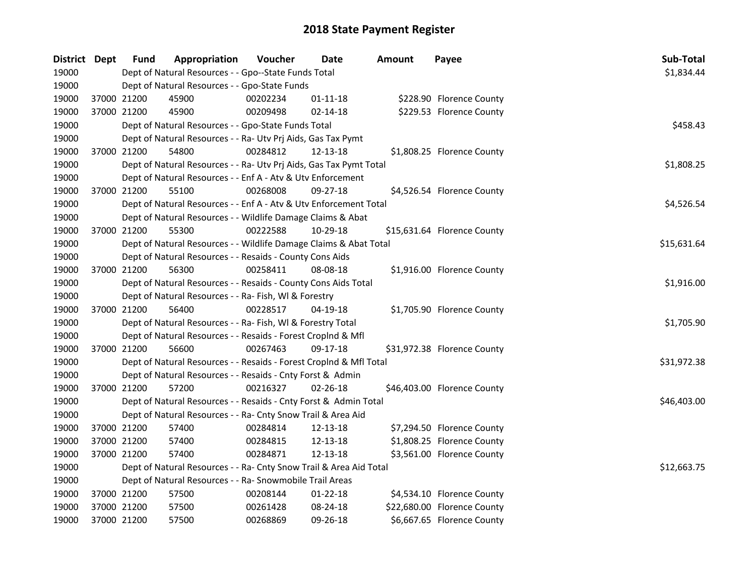# 2018 State Payment Register

| District | Dept | Fund | Appropriation | Voucher | Date | Amount | Payee | Sub-Total |
|---|---|---|---|---|---|---|---|---|
| 19000 | | Dept of Natural Resources - - Gpo--State Funds Total | | | | | | $1,834.44 |
| 19000 | | Dept of Natural Resources - - Gpo-State Funds | | | | | | |
| 19000 | 37000 | 21200 | 45900 | 00202234 | 01-11-18 | $228.90 | Florence County | |
| 19000 | 37000 | 21200 | 45900 | 00209498 | 02-14-18 | $229.53 | Florence County | |
| 19000 | | Dept of Natural Resources - - Gpo-State Funds Total | | | | | | $458.43 |
| 19000 | | Dept of Natural Resources - - Ra- Utv Prj Aids, Gas Tax Pymt | | | | | | |
| 19000 | 37000 | 21200 | 54800 | 00284812 | 12-13-18 | $1,808.25 | Florence County | |
| 19000 | | Dept of Natural Resources - - Ra- Utv Prj Aids, Gas Tax Pymt Total | | | | | | $1,808.25 |
| 19000 | | Dept of Natural Resources - - Enf A - Atv & Utv Enforcement | | | | | | |
| 19000 | 37000 | 21200 | 55100 | 00268008 | 09-27-18 | $4,526.54 | Florence County | |
| 19000 | | Dept of Natural Resources - - Enf A - Atv & Utv Enforcement Total | | | | | | $4,526.54 |
| 19000 | | Dept of Natural Resources - - Wildlife Damage Claims & Abat | | | | | | |
| 19000 | 37000 | 21200 | 55300 | 00222588 | 10-29-18 | $15,631.64 | Florence County | |
| 19000 | | Dept of Natural Resources - - Wildlife Damage Claims & Abat Total | | | | | | $15,631.64 |
| 19000 | | Dept of Natural Resources - - Resaids - County Cons Aids | | | | | | |
| 19000 | 37000 | 21200 | 56300 | 00258411 | 08-08-18 | $1,916.00 | Florence County | |
| 19000 | | Dept of Natural Resources - - Resaids - County Cons Aids Total | | | | | | $1,916.00 |
| 19000 | | Dept of Natural Resources - - Ra- Fish, Wl & Forestry | | | | | | |
| 19000 | 37000 | 21200 | 56400 | 00228517 | 04-19-18 | $1,705.90 | Florence County | |
| 19000 | | Dept of Natural Resources - - Ra- Fish, Wl & Forestry Total | | | | | | $1,705.90 |
| 19000 | | Dept of Natural Resources - - Resaids - Forest Croplnd & Mfl | | | | | | |
| 19000 | 37000 | 21200 | 56600 | 00267463 | 09-17-18 | $31,972.38 | Florence County | |
| 19000 | | Dept of Natural Resources - - Resaids - Forest Croplnd & Mfl Total | | | | | | $31,972.38 |
| 19000 | | Dept of Natural Resources - - Resaids - Cnty Forst & Admin | | | | | | |
| 19000 | 37000 | 21200 | 57200 | 00216327 | 02-26-18 | $46,403.00 | Florence County | |
| 19000 | | Dept of Natural Resources - - Resaids - Cnty Forst & Admin Total | | | | | | $46,403.00 |
| 19000 | | Dept of Natural Resources - - Ra- Cnty Snow Trail & Area Aid | | | | | | |
| 19000 | 37000 | 21200 | 57400 | 00284814 | 12-13-18 | $7,294.50 | Florence County | |
| 19000 | 37000 | 21200 | 57400 | 00284815 | 12-13-18 | $1,808.25 | Florence County | |
| 19000 | 37000 | 21200 | 57400 | 00284871 | 12-13-18 | $3,561.00 | Florence County | |
| 19000 | | Dept of Natural Resources - - Ra- Cnty Snow Trail & Area Aid Total | | | | | | $12,663.75 |
| 19000 | | Dept of Natural Resources - - Ra- Snowmobile Trail Areas | | | | | | |
| 19000 | 37000 | 21200 | 57500 | 00208144 | 01-22-18 | $4,534.10 | Florence County | |
| 19000 | 37000 | 21200 | 57500 | 00261428 | 08-24-18 | $22,680.00 | Florence County | |
| 19000 | 37000 | 21200 | 57500 | 00268869 | 09-26-18 | $6,667.65 | Florence County | |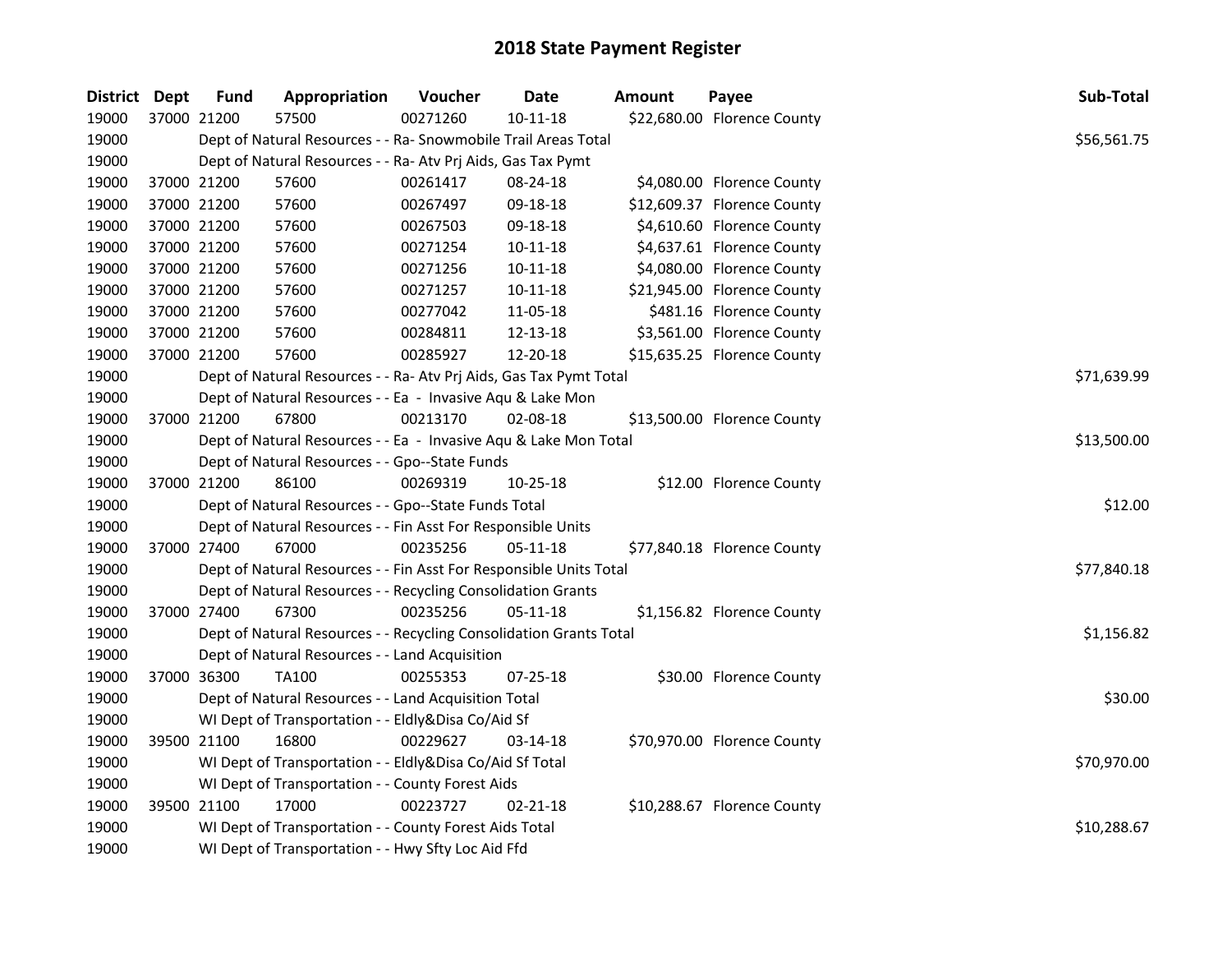## 2018 State Payment Register

| District | Dept | Fund | Appropriation | Voucher | Date | Amount | Payee | Sub-Total |
|---|---|---|---|---|---|---|---|---|
| 19000 | 37000 | 21200 | 57500 | 00271260 | 10-11-18 | $22,680.00 | Florence County | |
| 19000 | | | Dept of Natural Resources - - Ra- Snowmobile Trail Areas Total | | | | | $56,561.75 |
| 19000 | | | Dept of Natural Resources - - Ra- Atv Prj Aids, Gas Tax Pymt | | | | | |
| 19000 | 37000 | 21200 | 57600 | 00261417 | 08-24-18 | $4,080.00 | Florence County | |
| 19000 | 37000 | 21200 | 57600 | 00267497 | 09-18-18 | $12,609.37 | Florence County | |
| 19000 | 37000 | 21200 | 57600 | 00267503 | 09-18-18 | $4,610.60 | Florence County | |
| 19000 | 37000 | 21200 | 57600 | 00271254 | 10-11-18 | $4,637.61 | Florence County | |
| 19000 | 37000 | 21200 | 57600 | 00271256 | 10-11-18 | $4,080.00 | Florence County | |
| 19000 | 37000 | 21200 | 57600 | 00271257 | 10-11-18 | $21,945.00 | Florence County | |
| 19000 | 37000 | 21200 | 57600 | 00277042 | 11-05-18 | $481.16 | Florence County | |
| 19000 | 37000 | 21200 | 57600 | 00284811 | 12-13-18 | $3,561.00 | Florence County | |
| 19000 | 37000 | 21200 | 57600 | 00285927 | 12-20-18 | $15,635.25 | Florence County | |
| 19000 | | | Dept of Natural Resources - - Ra- Atv Prj Aids, Gas Tax Pymt Total | | | | | $71,639.99 |
| 19000 | | | Dept of Natural Resources - - Ea - Invasive Aqu & Lake Mon | | | | | |
| 19000 | 37000 | 21200 | 67800 | 00213170 | 02-08-18 | $13,500.00 | Florence County | |
| 19000 | | | Dept of Natural Resources - - Ea - Invasive Aqu & Lake Mon Total | | | | | $13,500.00 |
| 19000 | | | Dept of Natural Resources - - Gpo--State Funds | | | | | |
| 19000 | 37000 | 21200 | 86100 | 00269319 | 10-25-18 | $12.00 | Florence County | |
| 19000 | | | Dept of Natural Resources - - Gpo--State Funds Total | | | | | $12.00 |
| 19000 | | | Dept of Natural Resources - - Fin Asst For Responsible Units | | | | | |
| 19000 | 37000 | 27400 | 67000 | 00235256 | 05-11-18 | $77,840.18 | Florence County | |
| 19000 | | | Dept of Natural Resources - - Fin Asst For Responsible Units Total | | | | | $77,840.18 |
| 19000 | | | Dept of Natural Resources - - Recycling Consolidation Grants | | | | | |
| 19000 | 37000 | 27400 | 67300 | 00235256 | 05-11-18 | $1,156.82 | Florence County | |
| 19000 | | | Dept of Natural Resources - - Recycling Consolidation Grants Total | | | | | $1,156.82 |
| 19000 | | | Dept of Natural Resources - - Land Acquisition | | | | | |
| 19000 | 37000 | 36300 | TA100 | 00255353 | 07-25-18 | $30.00 | Florence County | |
| 19000 | | | Dept of Natural Resources - - Land Acquisition Total | | | | | $30.00 |
| 19000 | | | WI Dept of Transportation - - Eldly&Disa Co/Aid Sf | | | | | |
| 19000 | 39500 | 21100 | 16800 | 00229627 | 03-14-18 | $70,970.00 | Florence County | |
| 19000 | | | WI Dept of Transportation - - Eldly&Disa Co/Aid Sf Total | | | | | $70,970.00 |
| 19000 | | | WI Dept of Transportation - - County Forest Aids | | | | | |
| 19000 | 39500 | 21100 | 17000 | 00223727 | 02-21-18 | $10,288.67 | Florence County | |
| 19000 | | | WI Dept of Transportation - - County Forest Aids Total | | | | | $10,288.67 |
| 19000 | | | WI Dept of Transportation - - Hwy Sfty Loc Aid Ffd | | | | | |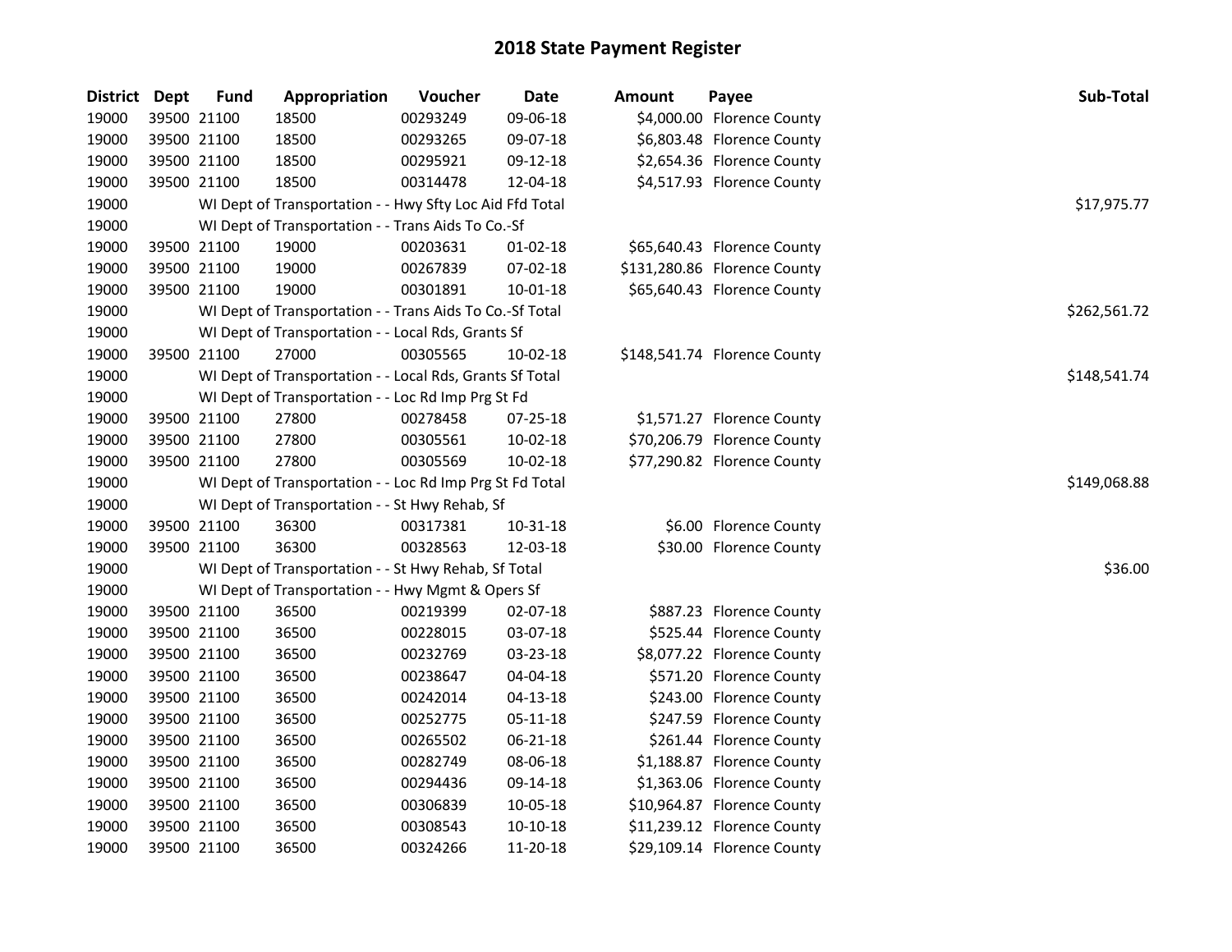# 2018 State Payment Register

| District | Dept | Fund | Appropriation | Voucher | Date | Amount | Payee | Sub-Total |
|---|---|---|---|---|---|---|---|---|
| 19000 | 39500 | 21100 | 18500 | 00293249 | 09-06-18 | $4,000.00 | Florence County | |
| 19000 | 39500 | 21100 | 18500 | 00293265 | 09-07-18 | $6,803.48 | Florence County | |
| 19000 | 39500 | 21100 | 18500 | 00295921 | 09-12-18 | $2,654.36 | Florence County | |
| 19000 | 39500 | 21100 | 18500 | 00314478 | 12-04-18 | $4,517.93 | Florence County | |
| 19000 | | WI Dept of Transportation - - Hwy Sfty Loc Aid Ffd Total | | | | | | $17,975.77 |
| 19000 | | WI Dept of Transportation - - Trans Aids To Co.-Sf | | | | | | |
| 19000 | 39500 | 21100 | 19000 | 00203631 | 01-02-18 | $65,640.43 | Florence County | |
| 19000 | 39500 | 21100 | 19000 | 00267839 | 07-02-18 | $131,280.86 | Florence County | |
| 19000 | 39500 | 21100 | 19000 | 00301891 | 10-01-18 | $65,640.43 | Florence County | |
| 19000 | | WI Dept of Transportation - - Trans Aids To Co.-Sf Total | | | | | | $262,561.72 |
| 19000 | | WI Dept of Transportation - - Local Rds, Grants Sf | | | | | | |
| 19000 | 39500 | 21100 | 27000 | 00305565 | 10-02-18 | $148,541.74 | Florence County | |
| 19000 | | WI Dept of Transportation - - Local Rds, Grants Sf Total | | | | | | $148,541.74 |
| 19000 | | WI Dept of Transportation - - Loc Rd Imp Prg St Fd | | | | | | |
| 19000 | 39500 | 21100 | 27800 | 00278458 | 07-25-18 | $1,571.27 | Florence County | |
| 19000 | 39500 | 21100 | 27800 | 00305561 | 10-02-18 | $70,206.79 | Florence County | |
| 19000 | 39500 | 21100 | 27800 | 00305569 | 10-02-18 | $77,290.82 | Florence County | |
| 19000 | | WI Dept of Transportation - - Loc Rd Imp Prg St Fd Total | | | | | | $149,068.88 |
| 19000 | | WI Dept of Transportation - - St Hwy Rehab, Sf | | | | | | |
| 19000 | 39500 | 21100 | 36300 | 00317381 | 10-31-18 | $6.00 | Florence County | |
| 19000 | 39500 | 21100 | 36300 | 00328563 | 12-03-18 | $30.00 | Florence County | |
| 19000 | | WI Dept of Transportation - - St Hwy Rehab, Sf Total | | | | | | $36.00 |
| 19000 | | WI Dept of Transportation - - Hwy Mgmt & Opers Sf | | | | | | |
| 19000 | 39500 | 21100 | 36500 | 00219399 | 02-07-18 | $887.23 | Florence County | |
| 19000 | 39500 | 21100 | 36500 | 00228015 | 03-07-18 | $525.44 | Florence County | |
| 19000 | 39500 | 21100 | 36500 | 00232769 | 03-23-18 | $8,077.22 | Florence County | |
| 19000 | 39500 | 21100 | 36500 | 00238647 | 04-04-18 | $571.20 | Florence County | |
| 19000 | 39500 | 21100 | 36500 | 00242014 | 04-13-18 | $243.00 | Florence County | |
| 19000 | 39500 | 21100 | 36500 | 00252775 | 05-11-18 | $247.59 | Florence County | |
| 19000 | 39500 | 21100 | 36500 | 00265502 | 06-21-18 | $261.44 | Florence County | |
| 19000 | 39500 | 21100 | 36500 | 00282749 | 08-06-18 | $1,188.87 | Florence County | |
| 19000 | 39500 | 21100 | 36500 | 00294436 | 09-14-18 | $1,363.06 | Florence County | |
| 19000 | 39500 | 21100 | 36500 | 00306839 | 10-05-18 | $10,964.87 | Florence County | |
| 19000 | 39500 | 21100 | 36500 | 00308543 | 10-10-18 | $11,239.12 | Florence County | |
| 19000 | 39500 | 21100 | 36500 | 00324266 | 11-20-18 | $29,109.14 | Florence County | |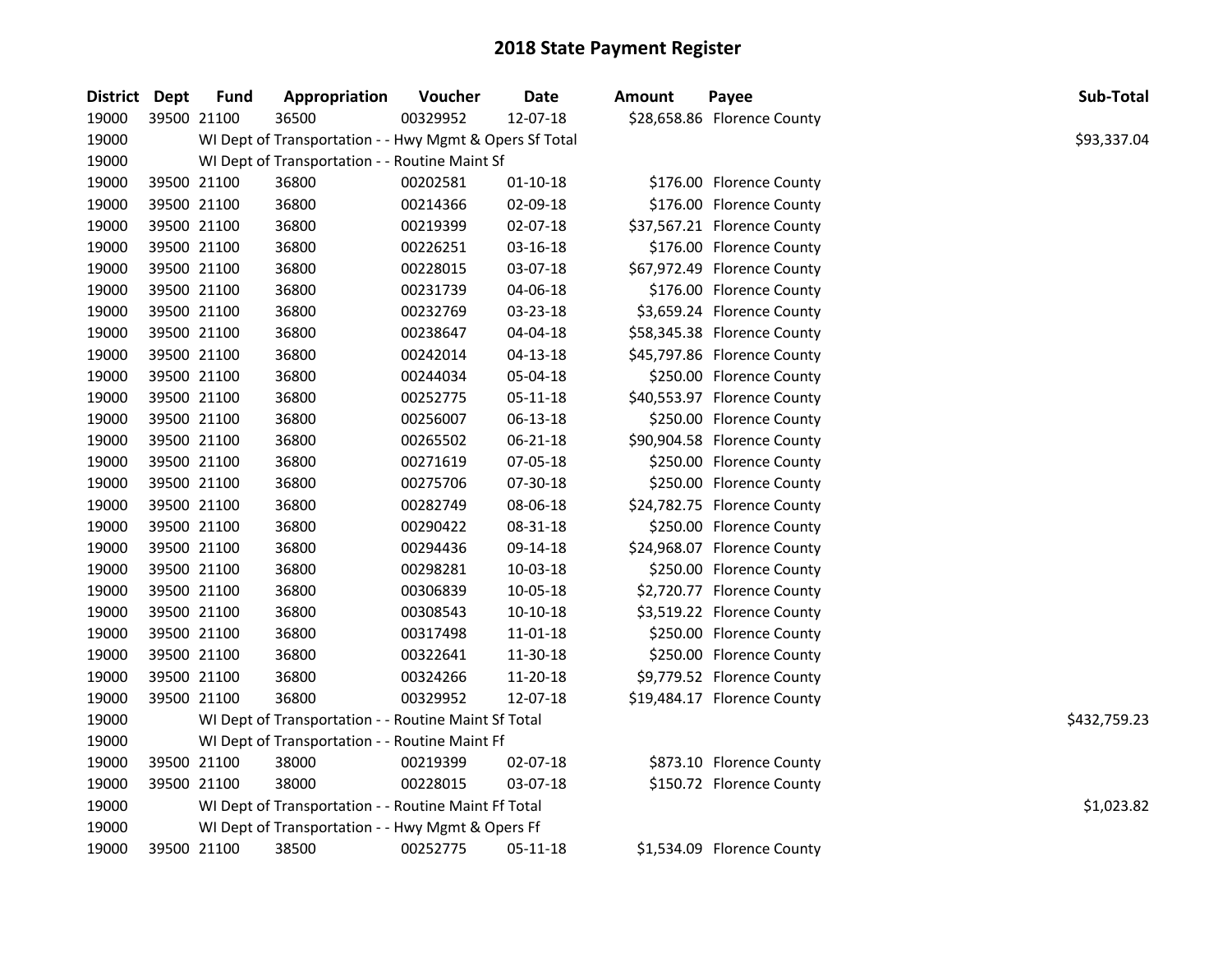# 2018 State Payment Register

| District | Dept | Fund | Appropriation | Voucher | Date | Amount | Payee | Sub-Total |
|---|---|---|---|---|---|---|---|---|
| 19000 | 39500 | 21100 | 36500 | 00329952 | 12-07-18 | $28,658.86 | Florence County | |
| 19000 | | WI Dept of Transportation - - Hwy Mgmt & Opers Sf Total | | | | | | $93,337.04 |
| 19000 | | WI Dept of Transportation - - Routine Maint Sf | | | | | | |
| 19000 | 39500 | 21100 | 36800 | 00202581 | 01-10-18 | $176.00 | Florence County | |
| 19000 | 39500 | 21100 | 36800 | 00214366 | 02-09-18 | $176.00 | Florence County | |
| 19000 | 39500 | 21100 | 36800 | 00219399 | 02-07-18 | $37,567.21 | Florence County | |
| 19000 | 39500 | 21100 | 36800 | 00226251 | 03-16-18 | $176.00 | Florence County | |
| 19000 | 39500 | 21100 | 36800 | 00228015 | 03-07-18 | $67,972.49 | Florence County | |
| 19000 | 39500 | 21100 | 36800 | 00231739 | 04-06-18 | $176.00 | Florence County | |
| 19000 | 39500 | 21100 | 36800 | 00232769 | 03-23-18 | $3,659.24 | Florence County | |
| 19000 | 39500 | 21100 | 36800 | 00238647 | 04-04-18 | $58,345.38 | Florence County | |
| 19000 | 39500 | 21100 | 36800 | 00242014 | 04-13-18 | $45,797.86 | Florence County | |
| 19000 | 39500 | 21100 | 36800 | 00244034 | 05-04-18 | $250.00 | Florence County | |
| 19000 | 39500 | 21100 | 36800 | 00252775 | 05-11-18 | $40,553.97 | Florence County | |
| 19000 | 39500 | 21100 | 36800 | 00256007 | 06-13-18 | $250.00 | Florence County | |
| 19000 | 39500 | 21100 | 36800 | 00265502 | 06-21-18 | $90,904.58 | Florence County | |
| 19000 | 39500 | 21100 | 36800 | 00271619 | 07-05-18 | $250.00 | Florence County | |
| 19000 | 39500 | 21100 | 36800 | 00275706 | 07-30-18 | $250.00 | Florence County | |
| 19000 | 39500 | 21100 | 36800 | 00282749 | 08-06-18 | $24,782.75 | Florence County | |
| 19000 | 39500 | 21100 | 36800 | 00290422 | 08-31-18 | $250.00 | Florence County | |
| 19000 | 39500 | 21100 | 36800 | 00294436 | 09-14-18 | $24,968.07 | Florence County | |
| 19000 | 39500 | 21100 | 36800 | 00298281 | 10-03-18 | $250.00 | Florence County | |
| 19000 | 39500 | 21100 | 36800 | 00306839 | 10-05-18 | $2,720.77 | Florence County | |
| 19000 | 39500 | 21100 | 36800 | 00308543 | 10-10-18 | $3,519.22 | Florence County | |
| 19000 | 39500 | 21100 | 36800 | 00317498 | 11-01-18 | $250.00 | Florence County | |
| 19000 | 39500 | 21100 | 36800 | 00322641 | 11-30-18 | $250.00 | Florence County | |
| 19000 | 39500 | 21100 | 36800 | 00324266 | 11-20-18 | $9,779.52 | Florence County | |
| 19000 | 39500 | 21100 | 36800 | 00329952 | 12-07-18 | $19,484.17 | Florence County | |
| 19000 | | WI Dept of Transportation - - Routine Maint Sf Total | | | | | | $432,759.23 |
| 19000 | | WI Dept of Transportation - - Routine Maint Ff | | | | | | |
| 19000 | 39500 | 21100 | 38000 | 00219399 | 02-07-18 | $873.10 | Florence County | |
| 19000 | 39500 | 21100 | 38000 | 00228015 | 03-07-18 | $150.72 | Florence County | |
| 19000 | | WI Dept of Transportation - - Routine Maint Ff Total | | | | | | $1,023.82 |
| 19000 | | WI Dept of Transportation - - Hwy Mgmt & Opers Ff | | | | | | |
| 19000 | 39500 | 21100 | 38500 | 00252775 | 05-11-18 | $1,534.09 | Florence County | |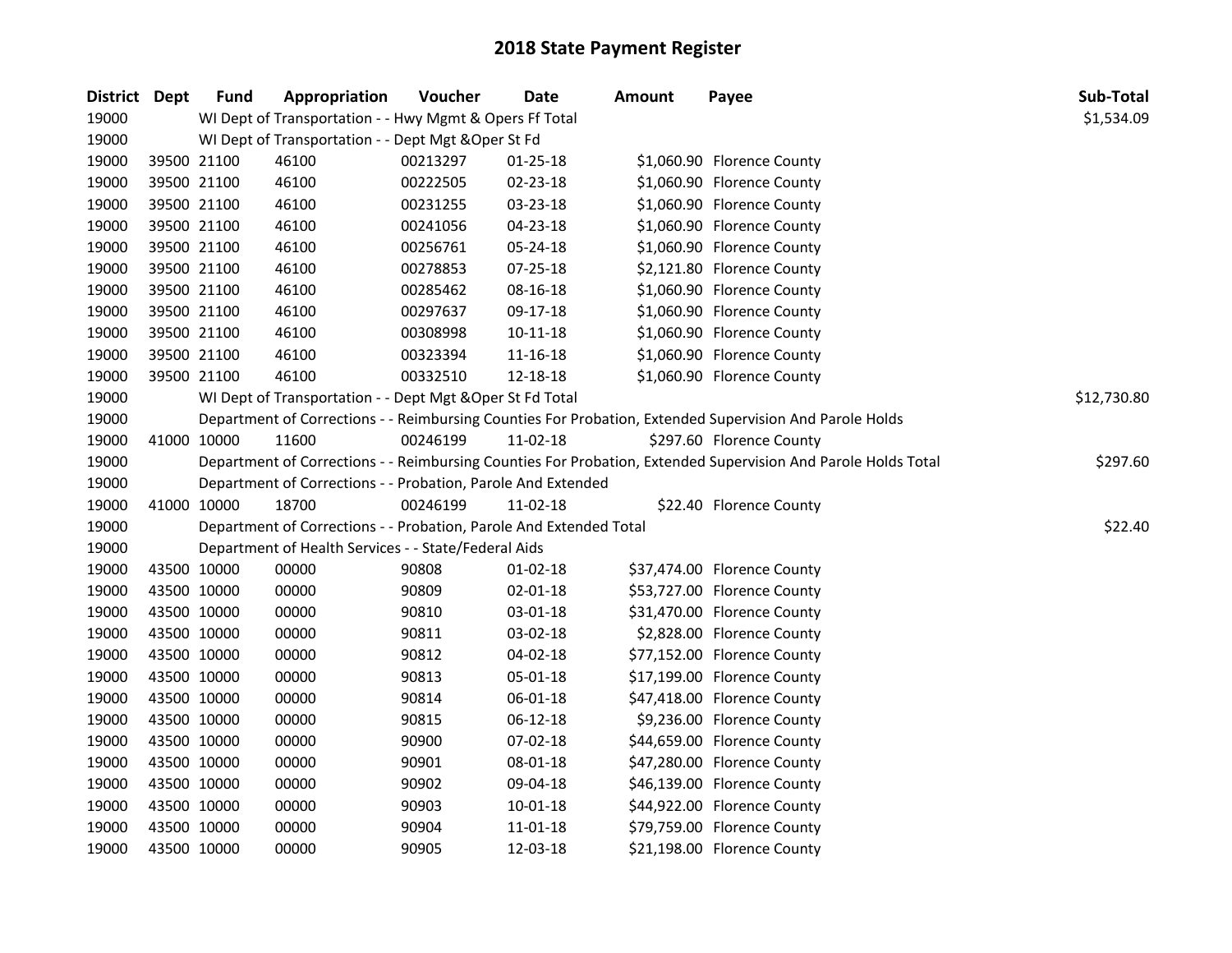# 2018 State Payment Register

| District | Dept | Fund | Appropriation | Voucher | Date | Amount | Payee | Sub-Total |
|---|---|---|---|---|---|---|---|---|
| 19000 | | WI Dept of Transportation - - Hwy Mgmt & Opers Ff Total | | | | | | $1,534.09 |
| 19000 | | WI Dept of Transportation - - Dept Mgt &Oper St Fd | | | | | | |
| 19000 | 39500 | 21100 | 46100 | 00213297 | 01-25-18 | $1,060.90 | Florence County | |
| 19000 | 39500 | 21100 | 46100 | 00222505 | 02-23-18 | $1,060.90 | Florence County | |
| 19000 | 39500 | 21100 | 46100 | 00231255 | 03-23-18 | $1,060.90 | Florence County | |
| 19000 | 39500 | 21100 | 46100 | 00241056 | 04-23-18 | $1,060.90 | Florence County | |
| 19000 | 39500 | 21100 | 46100 | 00256761 | 05-24-18 | $1,060.90 | Florence County | |
| 19000 | 39500 | 21100 | 46100 | 00278853 | 07-25-18 | $2,121.80 | Florence County | |
| 19000 | 39500 | 21100 | 46100 | 00285462 | 08-16-18 | $1,060.90 | Florence County | |
| 19000 | 39500 | 21100 | 46100 | 00297637 | 09-17-18 | $1,060.90 | Florence County | |
| 19000 | 39500 | 21100 | 46100 | 00308998 | 10-11-18 | $1,060.90 | Florence County | |
| 19000 | 39500 | 21100 | 46100 | 00323394 | 11-16-18 | $1,060.90 | Florence County | |
| 19000 | 39500 | 21100 | 46100 | 00332510 | 12-18-18 | $1,060.90 | Florence County | |
| 19000 | | WI Dept of Transportation - - Dept Mgt &Oper St Fd Total | | | | | | $12,730.80 |
| 19000 | | Department of Corrections - - Reimbursing Counties For Probation, Extended Supervision And Parole Holds | | | | | | |
| 19000 | 41000 | 10000 | 11600 | 00246199 | 11-02-18 | $297.60 | Florence County | |
| 19000 | | Department of Corrections - - Reimbursing Counties For Probation, Extended Supervision And Parole Holds Total | | | | | | $297.60 |
| 19000 | | Department of Corrections - - Probation, Parole And Extended | | | | | | |
| 19000 | 41000 | 10000 | 18700 | 00246199 | 11-02-18 | $22.40 | Florence County | |
| 19000 | | Department of Corrections - - Probation, Parole And Extended Total | | | | | | $22.40 |
| 19000 | | Department of Health Services - - State/Federal Aids | | | | | | |
| 19000 | 43500 | 10000 | 00000 | 90808 | 01-02-18 | $37,474.00 | Florence County | |
| 19000 | 43500 | 10000 | 00000 | 90809 | 02-01-18 | $53,727.00 | Florence County | |
| 19000 | 43500 | 10000 | 00000 | 90810 | 03-01-18 | $31,470.00 | Florence County | |
| 19000 | 43500 | 10000 | 00000 | 90811 | 03-02-18 | $2,828.00 | Florence County | |
| 19000 | 43500 | 10000 | 00000 | 90812 | 04-02-18 | $77,152.00 | Florence County | |
| 19000 | 43500 | 10000 | 00000 | 90813 | 05-01-18 | $17,199.00 | Florence County | |
| 19000 | 43500 | 10000 | 00000 | 90814 | 06-01-18 | $47,418.00 | Florence County | |
| 19000 | 43500 | 10000 | 00000 | 90815 | 06-12-18 | $9,236.00 | Florence County | |
| 19000 | 43500 | 10000 | 00000 | 90900 | 07-02-18 | $44,659.00 | Florence County | |
| 19000 | 43500 | 10000 | 00000 | 90901 | 08-01-18 | $47,280.00 | Florence County | |
| 19000 | 43500 | 10000 | 00000 | 90902 | 09-04-18 | $46,139.00 | Florence County | |
| 19000 | 43500 | 10000 | 00000 | 90903 | 10-01-18 | $44,922.00 | Florence County | |
| 19000 | 43500 | 10000 | 00000 | 90904 | 11-01-18 | $79,759.00 | Florence County | |
| 19000 | 43500 | 10000 | 00000 | 90905 | 12-03-18 | $21,198.00 | Florence County | |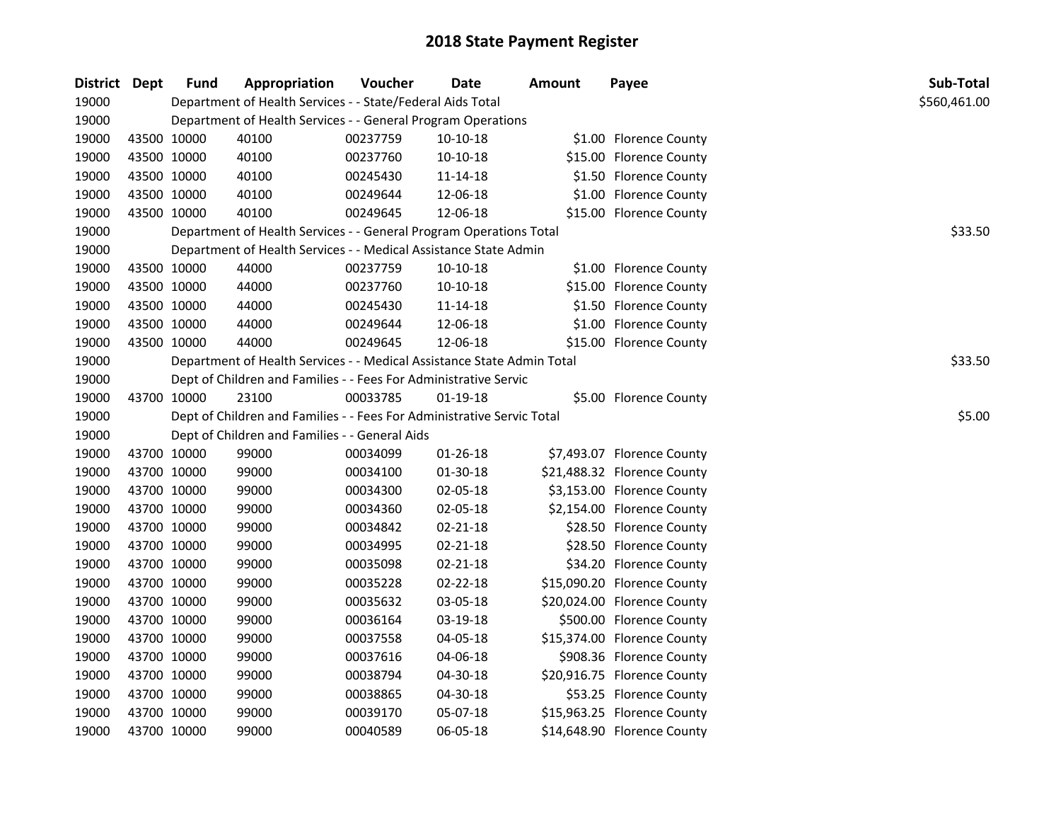# 2018 State Payment Register

| District | Dept | Fund | Appropriation | Voucher | Date | Amount | Payee | Sub-Total |
|---|---|---|---|---|---|---|---|---|
| 19000 | | Department of Health Services - - State/Federal Aids Total | | | | | | $560,461.00 |
| 19000 | | Department of Health Services - - General Program Operations | | | | | | |
| 19000 | 43500 | 10000 | 40100 | 00237759 | 10-10-18 | $1.00 | Florence County | |
| 19000 | 43500 | 10000 | 40100 | 00237760 | 10-10-18 | $15.00 | Florence County | |
| 19000 | 43500 | 10000 | 40100 | 00245430 | 11-14-18 | $1.50 | Florence County | |
| 19000 | 43500 | 10000 | 40100 | 00249644 | 12-06-18 | $1.00 | Florence County | |
| 19000 | 43500 | 10000 | 40100 | 00249645 | 12-06-18 | $15.00 | Florence County | |
| 19000 | | Department of Health Services - - General Program Operations Total | | | | | | $33.50 |
| 19000 | | Department of Health Services - - Medical Assistance State Admin | | | | | | |
| 19000 | 43500 | 10000 | 44000 | 00237759 | 10-10-18 | $1.00 | Florence County | |
| 19000 | 43500 | 10000 | 44000 | 00237760 | 10-10-18 | $15.00 | Florence County | |
| 19000 | 43500 | 10000 | 44000 | 00245430 | 11-14-18 | $1.50 | Florence County | |
| 19000 | 43500 | 10000 | 44000 | 00249644 | 12-06-18 | $1.00 | Florence County | |
| 19000 | 43500 | 10000 | 44000 | 00249645 | 12-06-18 | $15.00 | Florence County | |
| 19000 | | Department of Health Services - - Medical Assistance State Admin Total | | | | | | $33.50 |
| 19000 | | Dept of Children and Families - - Fees For Administrative Servic | | | | | | |
| 19000 | 43700 | 10000 | 23100 | 00033785 | 01-19-18 | $5.00 | Florence County | |
| 19000 | | Dept of Children and Families - - Fees For Administrative Servic Total | | | | | | $5.00 |
| 19000 | | Dept of Children and Families - - General Aids | | | | | | |
| 19000 | 43700 | 10000 | 99000 | 00034099 | 01-26-18 | $7,493.07 | Florence County | |
| 19000 | 43700 | 10000 | 99000 | 00034100 | 01-30-18 | $21,488.32 | Florence County | |
| 19000 | 43700 | 10000 | 99000 | 00034300 | 02-05-18 | $3,153.00 | Florence County | |
| 19000 | 43700 | 10000 | 99000 | 00034360 | 02-05-18 | $2,154.00 | Florence County | |
| 19000 | 43700 | 10000 | 99000 | 00034842 | 02-21-18 | $28.50 | Florence County | |
| 19000 | 43700 | 10000 | 99000 | 00034995 | 02-21-18 | $28.50 | Florence County | |
| 19000 | 43700 | 10000 | 99000 | 00035098 | 02-21-18 | $34.20 | Florence County | |
| 19000 | 43700 | 10000 | 99000 | 00035228 | 02-22-18 | $15,090.20 | Florence County | |
| 19000 | 43700 | 10000 | 99000 | 00035632 | 03-05-18 | $20,024.00 | Florence County | |
| 19000 | 43700 | 10000 | 99000 | 00036164 | 03-19-18 | $500.00 | Florence County | |
| 19000 | 43700 | 10000 | 99000 | 00037558 | 04-05-18 | $15,374.00 | Florence County | |
| 19000 | 43700 | 10000 | 99000 | 00037616 | 04-06-18 | $908.36 | Florence County | |
| 19000 | 43700 | 10000 | 99000 | 00038794 | 04-30-18 | $20,916.75 | Florence County | |
| 19000 | 43700 | 10000 | 99000 | 00038865 | 04-30-18 | $53.25 | Florence County | |
| 19000 | 43700 | 10000 | 99000 | 00039170 | 05-07-18 | $15,963.25 | Florence County | |
| 19000 | 43700 | 10000 | 99000 | 00040589 | 06-05-18 | $14,648.90 | Florence County | |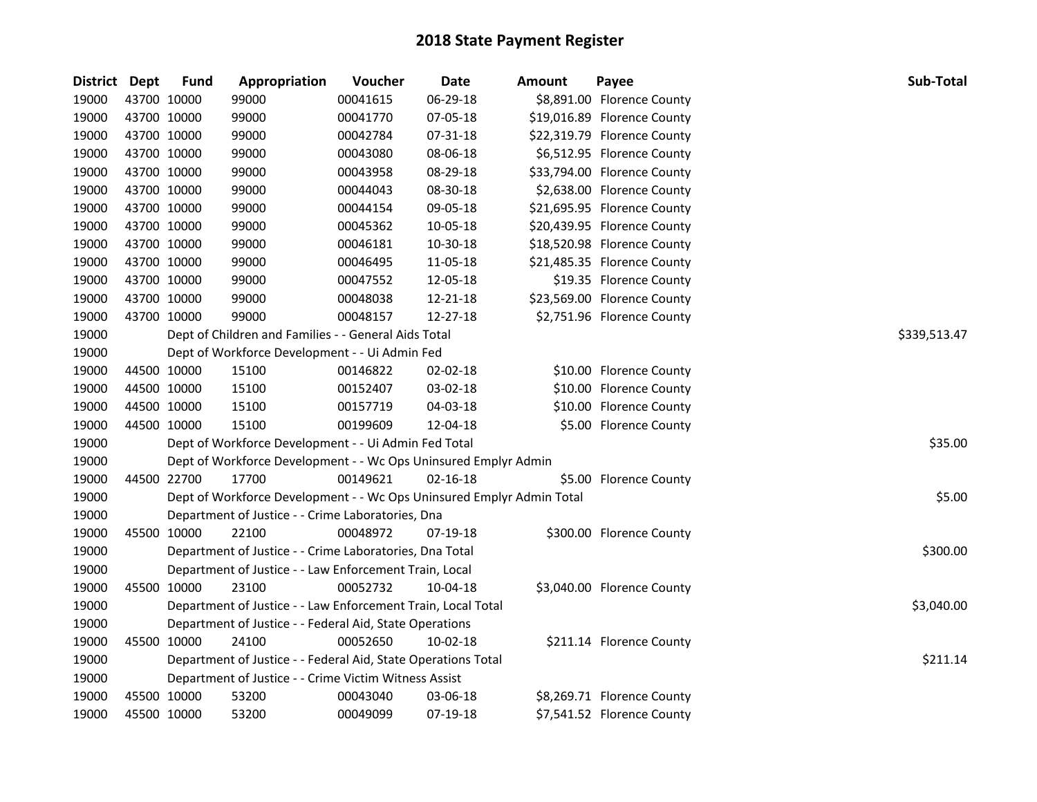# 2018 State Payment Register

| District | Dept | Fund | Appropriation | Voucher | Date | Amount | Payee | Sub-Total |
|---|---|---|---|---|---|---|---|---|
| 19000 | 43700 | 10000 | 99000 | 00041615 | 06-29-18 | $8,891.00 | Florence County | |
| 19000 | 43700 | 10000 | 99000 | 00041770 | 07-05-18 | $19,016.89 | Florence County | |
| 19000 | 43700 | 10000 | 99000 | 00042784 | 07-31-18 | $22,319.79 | Florence County | |
| 19000 | 43700 | 10000 | 99000 | 00043080 | 08-06-18 | $6,512.95 | Florence County | |
| 19000 | 43700 | 10000 | 99000 | 00043958 | 08-29-18 | $33,794.00 | Florence County | |
| 19000 | 43700 | 10000 | 99000 | 00044043 | 08-30-18 | $2,638.00 | Florence County | |
| 19000 | 43700 | 10000 | 99000 | 00044154 | 09-05-18 | $21,695.95 | Florence County | |
| 19000 | 43700 | 10000 | 99000 | 00045362 | 10-05-18 | $20,439.95 | Florence County | |
| 19000 | 43700 | 10000 | 99000 | 00046181 | 10-30-18 | $18,520.98 | Florence County | |
| 19000 | 43700 | 10000 | 99000 | 00046495 | 11-05-18 | $21,485.35 | Florence County | |
| 19000 | 43700 | 10000 | 99000 | 00047552 | 12-05-18 | $19.35 | Florence County | |
| 19000 | 43700 | 10000 | 99000 | 00048038 | 12-21-18 | $23,569.00 | Florence County | |
| 19000 | 43700 | 10000 | 99000 | 00048157 | 12-27-18 | $2,751.96 | Florence County | |
| 19000 | | | Dept of Children and Families - - General Aids Total | | | | | $339,513.47 |
| 19000 | | | Dept of Workforce Development - - Ui Admin Fed | | | | | |
| 19000 | 44500 | 10000 | 15100 | 00146822 | 02-02-18 | $10.00 | Florence County | |
| 19000 | 44500 | 10000 | 15100 | 00152407 | 03-02-18 | $10.00 | Florence County | |
| 19000 | 44500 | 10000 | 15100 | 00157719 | 04-03-18 | $10.00 | Florence County | |
| 19000 | 44500 | 10000 | 15100 | 00199609 | 12-04-18 | $5.00 | Florence County | |
| 19000 | | | Dept of Workforce Development - - Ui Admin Fed Total | | | | | $35.00 |
| 19000 | | | Dept of Workforce Development - - Wc Ops Uninsured Emplyr Admin | | | | | |
| 19000 | 44500 | 22700 | 17700 | 00149621 | 02-16-18 | $5.00 | Florence County | |
| 19000 | | | Dept of Workforce Development - - Wc Ops Uninsured Emplyr Admin Total | | | | | $5.00 |
| 19000 | | | Department of Justice - - Crime Laboratories, Dna | | | | | |
| 19000 | 45500 | 10000 | 22100 | 00048972 | 07-19-18 | $300.00 | Florence County | |
| 19000 | | | Department of Justice - - Crime Laboratories, Dna Total | | | | | $300.00 |
| 19000 | | | Department of Justice - - Law Enforcement Train, Local | | | | | |
| 19000 | 45500 | 10000 | 23100 | 00052732 | 10-04-18 | $3,040.00 | Florence County | |
| 19000 | | | Department of Justice - - Law Enforcement Train, Local Total | | | | | $3,040.00 |
| 19000 | | | Department of Justice - - Federal Aid, State Operations | | | | | |
| 19000 | 45500 | 10000 | 24100 | 00052650 | 10-02-18 | $211.14 | Florence County | |
| 19000 | | | Department of Justice - - Federal Aid, State Operations Total | | | | | $211.14 |
| 19000 | | | Department of Justice - - Crime Victim Witness Assist | | | | | |
| 19000 | 45500 | 10000 | 53200 | 00043040 | 03-06-18 | $8,269.71 | Florence County | |
| 19000 | 45500 | 10000 | 53200 | 00049099 | 07-19-18 | $7,541.52 | Florence County | |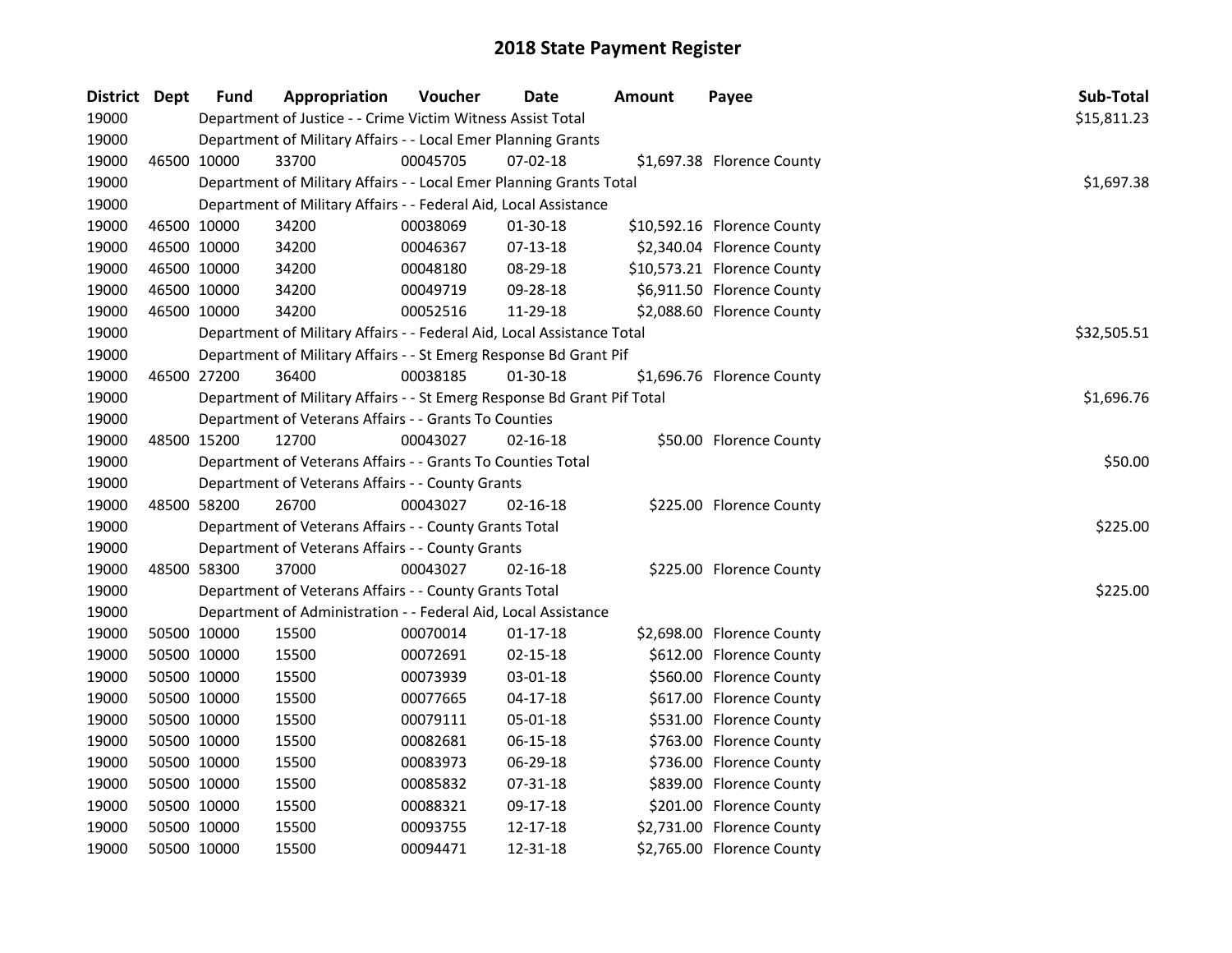# 2018 State Payment Register

| District | Dept | Fund | Appropriation | Voucher | Date | Amount | Payee | Sub-Total |
|---|---|---|---|---|---|---|---|---|
| 19000 | | Department of Justice - - Crime Victim Witness Assist Total | | | | | | $15,811.23 |
| 19000 | | Department of Military Affairs - - Local Emer Planning Grants | | | | | | |
| 19000 | 46500 | 10000 | 33700 | 00045705 | 07-02-18 | $1,697.38 | Florence County | |
| 19000 | | Department of Military Affairs - - Local Emer Planning Grants Total | | | | | | $1,697.38 |
| 19000 | | Department of Military Affairs - - Federal Aid, Local Assistance | | | | | | |
| 19000 | 46500 | 10000 | 34200 | 00038069 | 01-30-18 | $10,592.16 | Florence County | |
| 19000 | 46500 | 10000 | 34200 | 00046367 | 07-13-18 | $2,340.04 | Florence County | |
| 19000 | 46500 | 10000 | 34200 | 00048180 | 08-29-18 | $10,573.21 | Florence County | |
| 19000 | 46500 | 10000 | 34200 | 00049719 | 09-28-18 | $6,911.50 | Florence County | |
| 19000 | 46500 | 10000 | 34200 | 00052516 | 11-29-18 | $2,088.60 | Florence County | |
| 19000 | | Department of Military Affairs - - Federal Aid, Local Assistance Total | | | | | | $32,505.51 |
| 19000 | | Department of Military Affairs - - St Emerg Response Bd Grant Pif | | | | | | |
| 19000 | 46500 | 27200 | 36400 | 00038185 | 01-30-18 | $1,696.76 | Florence County | |
| 19000 | | Department of Military Affairs - - St Emerg Response Bd Grant Pif Total | | | | | | $1,696.76 |
| 19000 | | Department of Veterans Affairs - - Grants To Counties | | | | | | |
| 19000 | 48500 | 15200 | 12700 | 00043027 | 02-16-18 | $50.00 | Florence County | |
| 19000 | | Department of Veterans Affairs - - Grants To Counties Total | | | | | | $50.00 |
| 19000 | | Department of Veterans Affairs - - County Grants | | | | | | |
| 19000 | 48500 | 58200 | 26700 | 00043027 | 02-16-18 | $225.00 | Florence County | |
| 19000 | | Department of Veterans Affairs - - County Grants Total | | | | | | $225.00 |
| 19000 | | Department of Veterans Affairs - - County Grants | | | | | | |
| 19000 | 48500 | 58300 | 37000 | 00043027 | 02-16-18 | $225.00 | Florence County | |
| 19000 | | Department of Veterans Affairs - - County Grants Total | | | | | | $225.00 |
| 19000 | | Department of Administration - - Federal Aid, Local Assistance | | | | | | |
| 19000 | 50500 | 10000 | 15500 | 00070014 | 01-17-18 | $2,698.00 | Florence County | |
| 19000 | 50500 | 10000 | 15500 | 00072691 | 02-15-18 | $612.00 | Florence County | |
| 19000 | 50500 | 10000 | 15500 | 00073939 | 03-01-18 | $560.00 | Florence County | |
| 19000 | 50500 | 10000 | 15500 | 00077665 | 04-17-18 | $617.00 | Florence County | |
| 19000 | 50500 | 10000 | 15500 | 00079111 | 05-01-18 | $531.00 | Florence County | |
| 19000 | 50500 | 10000 | 15500 | 00082681 | 06-15-18 | $763.00 | Florence County | |
| 19000 | 50500 | 10000 | 15500 | 00083973 | 06-29-18 | $736.00 | Florence County | |
| 19000 | 50500 | 10000 | 15500 | 00085832 | 07-31-18 | $839.00 | Florence County | |
| 19000 | 50500 | 10000 | 15500 | 00088321 | 09-17-18 | $201.00 | Florence County | |
| 19000 | 50500 | 10000 | 15500 | 00093755 | 12-17-18 | $2,731.00 | Florence County | |
| 19000 | 50500 | 10000 | 15500 | 00094471 | 12-31-18 | $2,765.00 | Florence County | |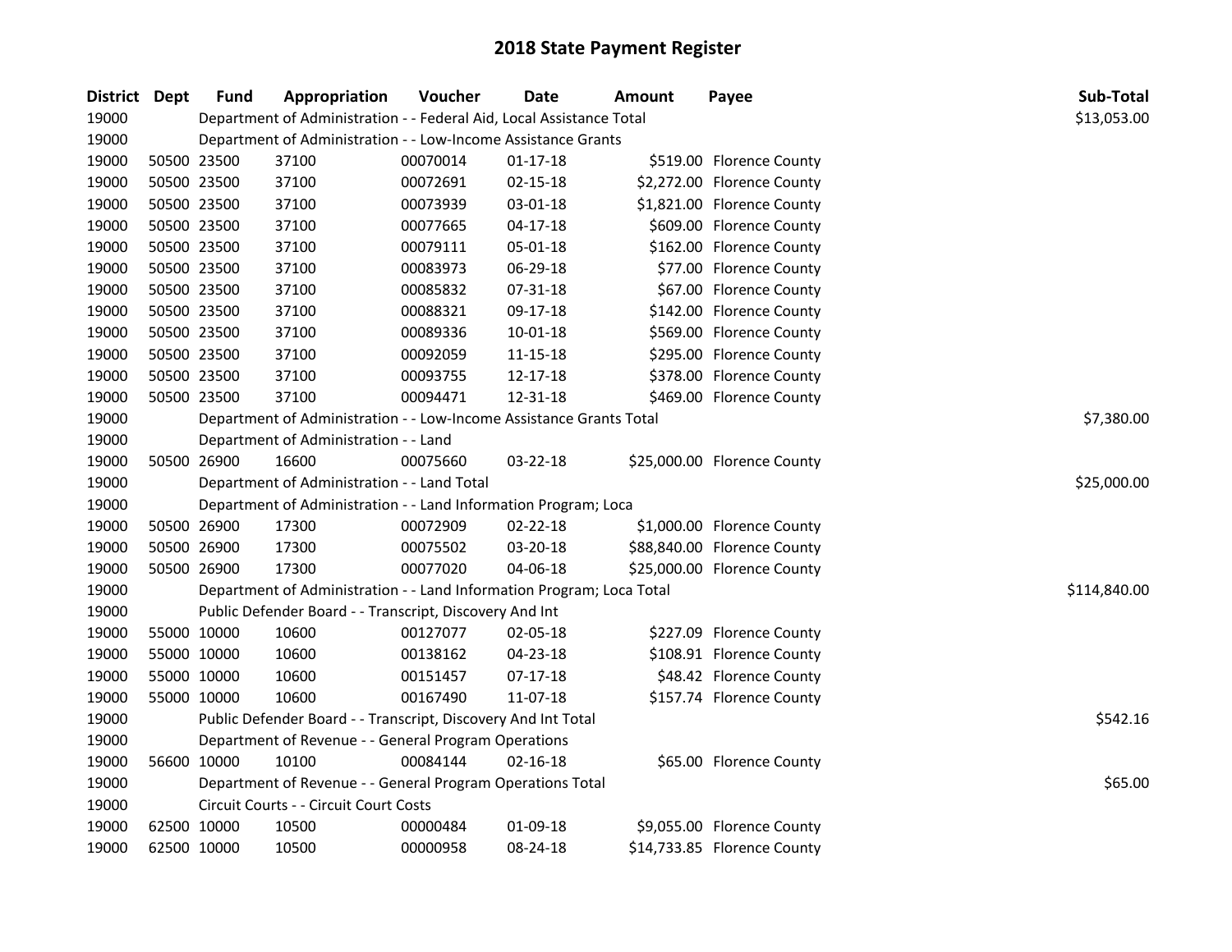# 2018 State Payment Register

| District | Dept | Fund | Appropriation | Voucher | Date | Amount | Payee | Sub-Total |
|---|---|---|---|---|---|---|---|---|
| 19000 | | Department of Administration - - Federal Aid, Local Assistance Total | | | | | | $13,053.00 |
| 19000 | | Department of Administration - - Low-Income Assistance Grants | | | | | | |
| 19000 | 50500 | 23500 | 37100 | 00070014 | 01-17-18 | $519.00 | Florence County | |
| 19000 | 50500 | 23500 | 37100 | 00072691 | 02-15-18 | $2,272.00 | Florence County | |
| 19000 | 50500 | 23500 | 37100 | 00073939 | 03-01-18 | $1,821.00 | Florence County | |
| 19000 | 50500 | 23500 | 37100 | 00077665 | 04-17-18 | $609.00 | Florence County | |
| 19000 | 50500 | 23500 | 37100 | 00079111 | 05-01-18 | $162.00 | Florence County | |
| 19000 | 50500 | 23500 | 37100 | 00083973 | 06-29-18 | $77.00 | Florence County | |
| 19000 | 50500 | 23500 | 37100 | 00085832 | 07-31-18 | $67.00 | Florence County | |
| 19000 | 50500 | 23500 | 37100 | 00088321 | 09-17-18 | $142.00 | Florence County | |
| 19000 | 50500 | 23500 | 37100 | 00089336 | 10-01-18 | $569.00 | Florence County | |
| 19000 | 50500 | 23500 | 37100 | 00092059 | 11-15-18 | $295.00 | Florence County | |
| 19000 | 50500 | 23500 | 37100 | 00093755 | 12-17-18 | $378.00 | Florence County | |
| 19000 | 50500 | 23500 | 37100 | 00094471 | 12-31-18 | $469.00 | Florence County | |
| 19000 | | Department of Administration - - Low-Income Assistance Grants Total | | | | | | $7,380.00 |
| 19000 | | Department of Administration - - Land | | | | | | |
| 19000 | 50500 | 26900 | 16600 | 00075660 | 03-22-18 | $25,000.00 | Florence County | |
| 19000 | | Department of Administration - - Land Total | | | | | | $25,000.00 |
| 19000 | | Department of Administration - - Land Information Program; Loca | | | | | | |
| 19000 | 50500 | 26900 | 17300 | 00072909 | 02-22-18 | $1,000.00 | Florence County | |
| 19000 | 50500 | 26900 | 17300 | 00075502 | 03-20-18 | $88,840.00 | Florence County | |
| 19000 | 50500 | 26900 | 17300 | 00077020 | 04-06-18 | $25,000.00 | Florence County | |
| 19000 | | Department of Administration - - Land Information Program; Loca Total | | | | | | $114,840.00 |
| 19000 | | Public Defender Board - - Transcript, Discovery And Int | | | | | | |
| 19000 | 55000 | 10000 | 10600 | 00127077 | 02-05-18 | $227.09 | Florence County | |
| 19000 | 55000 | 10000 | 10600 | 00138162 | 04-23-18 | $108.91 | Florence County | |
| 19000 | 55000 | 10000 | 10600 | 00151457 | 07-17-18 | $48.42 | Florence County | |
| 19000 | 55000 | 10000 | 10600 | 00167490 | 11-07-18 | $157.74 | Florence County | |
| 19000 | | Public Defender Board - - Transcript, Discovery And Int Total | | | | | | $542.16 |
| 19000 | | Department of Revenue - - General Program Operations | | | | | | |
| 19000 | 56600 | 10000 | 10100 | 00084144 | 02-16-18 | $65.00 | Florence County | |
| 19000 | | Department of Revenue - - General Program Operations Total | | | | | | $65.00 |
| 19000 | | Circuit Courts - - Circuit Court Costs | | | | | | |
| 19000 | 62500 | 10000 | 10500 | 00000484 | 01-09-18 | $9,055.00 | Florence County | |
| 19000 | 62500 | 10000 | 10500 | 00000958 | 08-24-18 | $14,733.85 | Florence County | |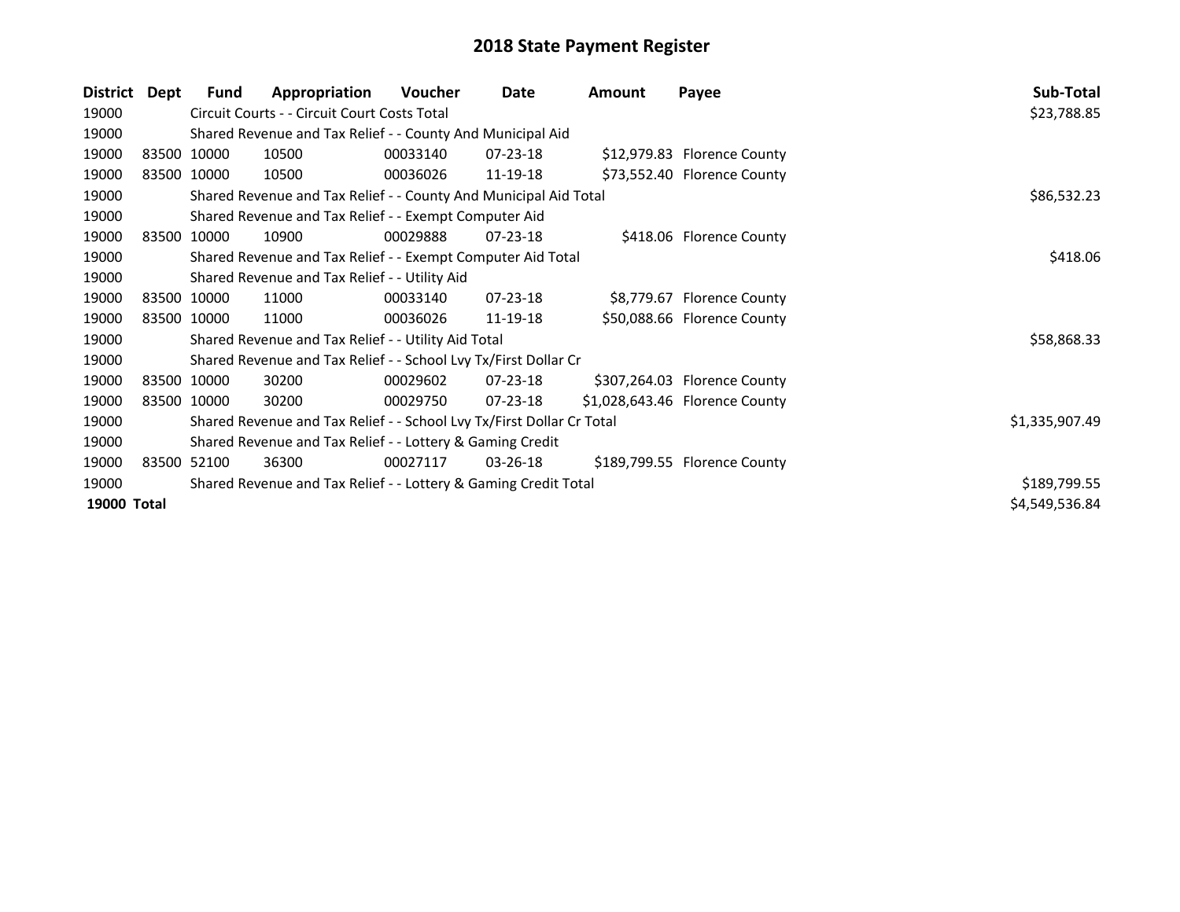# 2018 State Payment Register

| District | Dept | Fund | Appropriation | Voucher | Date | Amount | Payee | Sub-Total |
|---|---|---|---|---|---|---|---|---|
| 19000 | | Circuit Courts - - Circuit Court Costs Total | | | | | | $23,788.85 |
| 19000 | | Shared Revenue and Tax Relief - - County And Municipal Aid | | | | | | |
| 19000 | 83500 | 10000 | 10500 | 00033140 | 07-23-18 | $12,979.83 | Florence County | |
| 19000 | 83500 | 10000 | 10500 | 00036026 | 11-19-18 | $73,552.40 | Florence County | |
| 19000 | | Shared Revenue and Tax Relief - - County And Municipal Aid Total | | | | | | $86,532.23 |
| 19000 | | Shared Revenue and Tax Relief - - Exempt Computer Aid | | | | | | |
| 19000 | 83500 | 10000 | 10900 | 00029888 | 07-23-18 | $418.06 | Florence County | |
| 19000 | | Shared Revenue and Tax Relief - - Exempt Computer Aid Total | | | | | | $418.06 |
| 19000 | | Shared Revenue and Tax Relief - - Utility Aid | | | | | | |
| 19000 | 83500 | 10000 | 11000 | 00033140 | 07-23-18 | $8,779.67 | Florence County | |
| 19000 | 83500 | 10000 | 11000 | 00036026 | 11-19-18 | $50,088.66 | Florence County | |
| 19000 | | Shared Revenue and Tax Relief - - Utility Aid Total | | | | | | $58,868.33 |
| 19000 | | Shared Revenue and Tax Relief - - School Lvy Tx/First Dollar Cr | | | | | | |
| 19000 | 83500 | 10000 | 30200 | 00029602 | 07-23-18 | $307,264.03 | Florence County | |
| 19000 | 83500 | 10000 | 30200 | 00029750 | 07-23-18 | $1,028,643.46 | Florence County | |
| 19000 | | Shared Revenue and Tax Relief - - School Lvy Tx/First Dollar Cr Total | | | | | | $1,335,907.49 |
| 19000 | | Shared Revenue and Tax Relief - - Lottery & Gaming Credit | | | | | | |
| 19000 | 83500 | 52100 | 36300 | 00027117 | 03-26-18 | $189,799.55 | Florence County | |
| 19000 | | Shared Revenue and Tax Relief - - Lottery & Gaming Credit Total | | | | | | $189,799.55 |
| **19000** | **Total** | | | | | | | $4,549,536.84 |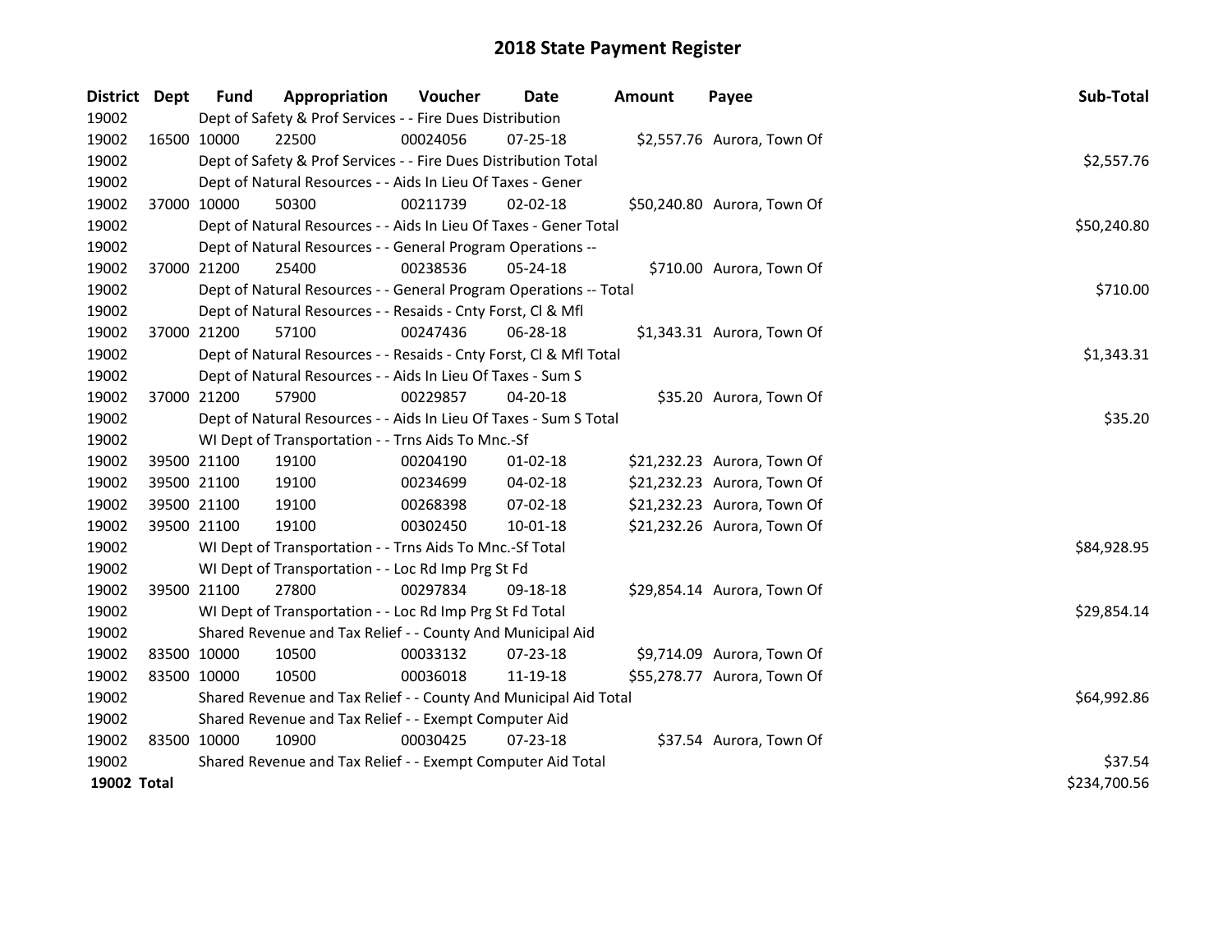# 2018 State Payment Register

| District | Dept | Fund | Appropriation | Voucher | Date | Amount | Payee | Sub-Total |
|---|---|---|---|---|---|---|---|---|
| 19002 | | Dept of Safety & Prof Services - - Fire Dues Distribution | | | | | | |
| 19002 | 16500 | 10000 | 22500 | 00024056 | 07-25-18 | $2,557.76 | Aurora, Town Of | |
| 19002 | | Dept of Safety & Prof Services - - Fire Dues Distribution Total | | | | | | $2,557.76 |
| 19002 | | Dept of Natural Resources - - Aids In Lieu Of Taxes - Gener | | | | | | |
| 19002 | 37000 | 10000 | 50300 | 00211739 | 02-02-18 | $50,240.80 | Aurora, Town Of | |
| 19002 | | Dept of Natural Resources - - Aids In Lieu Of Taxes - Gener Total | | | | | | $50,240.80 |
| 19002 | | Dept of Natural Resources - - General Program Operations -- | | | | | | |
| 19002 | 37000 | 21200 | 25400 | 00238536 | 05-24-18 | $710.00 | Aurora, Town Of | |
| 19002 | | Dept of Natural Resources - - General Program Operations -- Total | | | | | | $710.00 |
| 19002 | | Dept of Natural Resources - - Resaids - Cnty Forst, Cl & Mfl | | | | | | |
| 19002 | 37000 | 21200 | 57100 | 00247436 | 06-28-18 | $1,343.31 | Aurora, Town Of | |
| 19002 | | Dept of Natural Resources - - Resaids - Cnty Forst, Cl & Mfl Total | | | | | | $1,343.31 |
| 19002 | | Dept of Natural Resources - - Aids In Lieu Of Taxes - Sum S | | | | | | |
| 19002 | 37000 | 21200 | 57900 | 00229857 | 04-20-18 | $35.20 | Aurora, Town Of | |
| 19002 | | Dept of Natural Resources - - Aids In Lieu Of Taxes - Sum S Total | | | | | | $35.20 |
| 19002 | | WI Dept of Transportation - - Trns Aids To Mnc.-Sf | | | | | | |
| 19002 | 39500 | 21100 | 19100 | 00204190 | 01-02-18 | $21,232.23 | Aurora, Town Of | |
| 19002 | 39500 | 21100 | 19100 | 00234699 | 04-02-18 | $21,232.23 | Aurora, Town Of | |
| 19002 | 39500 | 21100 | 19100 | 00268398 | 07-02-18 | $21,232.23 | Aurora, Town Of | |
| 19002 | 39500 | 21100 | 19100 | 00302450 | 10-01-18 | $21,232.26 | Aurora, Town Of | |
| 19002 | | WI Dept of Transportation - - Trns Aids To Mnc.-Sf Total | | | | | | $84,928.95 |
| 19002 | | WI Dept of Transportation - - Loc Rd Imp Prg St Fd | | | | | | |
| 19002 | 39500 | 21100 | 27800 | 00297834 | 09-18-18 | $29,854.14 | Aurora, Town Of | |
| 19002 | | WI Dept of Transportation - - Loc Rd Imp Prg St Fd Total | | | | | | $29,854.14 |
| 19002 | | Shared Revenue and Tax Relief - - County And Municipal Aid | | | | | | |
| 19002 | 83500 | 10000 | 10500 | 00033132 | 07-23-18 | $9,714.09 | Aurora, Town Of | |
| 19002 | 83500 | 10000 | 10500 | 00036018 | 11-19-18 | $55,278.77 | Aurora, Town Of | |
| 19002 | | Shared Revenue and Tax Relief - - County And Municipal Aid Total | | | | | | $64,992.86 |
| 19002 | | Shared Revenue and Tax Relief - - Exempt Computer Aid | | | | | | |
| 19002 | 83500 | 10000 | 10900 | 00030425 | 07-23-18 | $37.54 | Aurora, Town Of | |
| 19002 | | Shared Revenue and Tax Relief - - Exempt Computer Aid Total | | | | | | $37.54 |
| **19002 Total** | | | | | | | | $234,700.56 |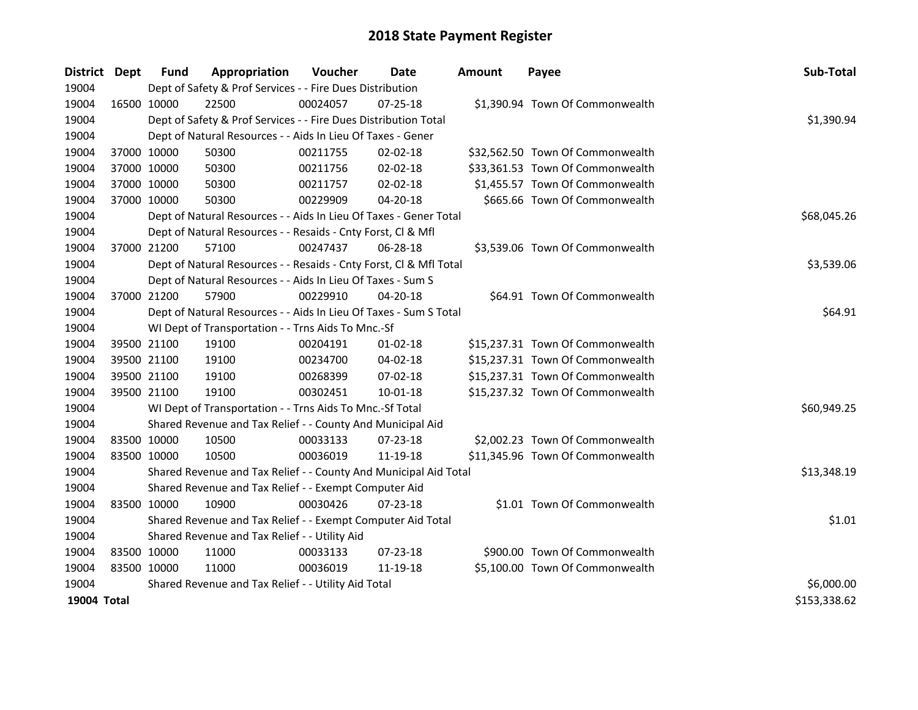# 2018 State Payment Register

| District | Dept | Fund | Appropriation | Voucher | Date | Amount | Payee | Sub-Total |
|---|---|---|---|---|---|---|---|---|
| 19004 | | Dept of Safety & Prof Services - - Fire Dues Distribution | | | | | | |
| 19004 | 16500 | 10000 | 22500 | 00024057 | 07-25-18 | $1,390.94 | Town Of Commonwealth | |
| 19004 | | Dept of Safety & Prof Services - - Fire Dues Distribution Total | | | | | | $1,390.94 |
| 19004 | | Dept of Natural Resources - - Aids In Lieu Of Taxes - Gener | | | | | | |
| 19004 | 37000 | 10000 | 50300 | 00211755 | 02-02-18 | $32,562.50 | Town Of Commonwealth | |
| 19004 | 37000 | 10000 | 50300 | 00211756 | 02-02-18 | $33,361.53 | Town Of Commonwealth | |
| 19004 | 37000 | 10000 | 50300 | 00211757 | 02-02-18 | $1,455.57 | Town Of Commonwealth | |
| 19004 | 37000 | 10000 | 50300 | 00229909 | 04-20-18 | $665.66 | Town Of Commonwealth | |
| 19004 | | Dept of Natural Resources - - Aids In Lieu Of Taxes - Gener Total | | | | | | $68,045.26 |
| 19004 | | Dept of Natural Resources - - Resaids - Cnty Forst, Cl & Mfl | | | | | | |
| 19004 | 37000 | 21200 | 57100 | 00247437 | 06-28-18 | $3,539.06 | Town Of Commonwealth | |
| 19004 | | Dept of Natural Resources - - Resaids - Cnty Forst, Cl & Mfl Total | | | | | | $3,539.06 |
| 19004 | | Dept of Natural Resources - - Aids In Lieu Of Taxes - Sum S | | | | | | |
| 19004 | 37000 | 21200 | 57900 | 00229910 | 04-20-18 | $64.91 | Town Of Commonwealth | |
| 19004 | | Dept of Natural Resources - - Aids In Lieu Of Taxes - Sum S Total | | | | | | $64.91 |
| 19004 | | WI Dept of Transportation - - Trns Aids To Mnc.-Sf | | | | | | |
| 19004 | 39500 | 21100 | 19100 | 00204191 | 01-02-18 | $15,237.31 | Town Of Commonwealth | |
| 19004 | 39500 | 21100 | 19100 | 00234700 | 04-02-18 | $15,237.31 | Town Of Commonwealth | |
| 19004 | 39500 | 21100 | 19100 | 00268399 | 07-02-18 | $15,237.31 | Town Of Commonwealth | |
| 19004 | 39500 | 21100 | 19100 | 00302451 | 10-01-18 | $15,237.32 | Town Of Commonwealth | |
| 19004 | | WI Dept of Transportation - - Trns Aids To Mnc.-Sf Total | | | | | | $60,949.25 |
| 19004 | | Shared Revenue and Tax Relief - - County And Municipal Aid | | | | | | |
| 19004 | 83500 | 10000 | 10500 | 00033133 | 07-23-18 | $2,002.23 | Town Of Commonwealth | |
| 19004 | 83500 | 10000 | 10500 | 00036019 | 11-19-18 | $11,345.96 | Town Of Commonwealth | |
| 19004 | | Shared Revenue and Tax Relief - - County And Municipal Aid Total | | | | | | $13,348.19 |
| 19004 | | Shared Revenue and Tax Relief - - Exempt Computer Aid | | | | | | |
| 19004 | 83500 | 10000 | 10900 | 00030426 | 07-23-18 | $1.01 | Town Of Commonwealth | |
| 19004 | | Shared Revenue and Tax Relief - - Exempt Computer Aid Total | | | | | | $1.01 |
| 19004 | | Shared Revenue and Tax Relief - - Utility Aid | | | | | | |
| 19004 | 83500 | 10000 | 11000 | 00033133 | 07-23-18 | $900.00 | Town Of Commonwealth | |
| 19004 | 83500 | 10000 | 11000 | 00036019 | 11-19-18 | $5,100.00 | Town Of Commonwealth | |
| 19004 | | Shared Revenue and Tax Relief - - Utility Aid Total | | | | | | $6,000.00 |
| **19004 Total** | | | | | | | | $153,338.62 |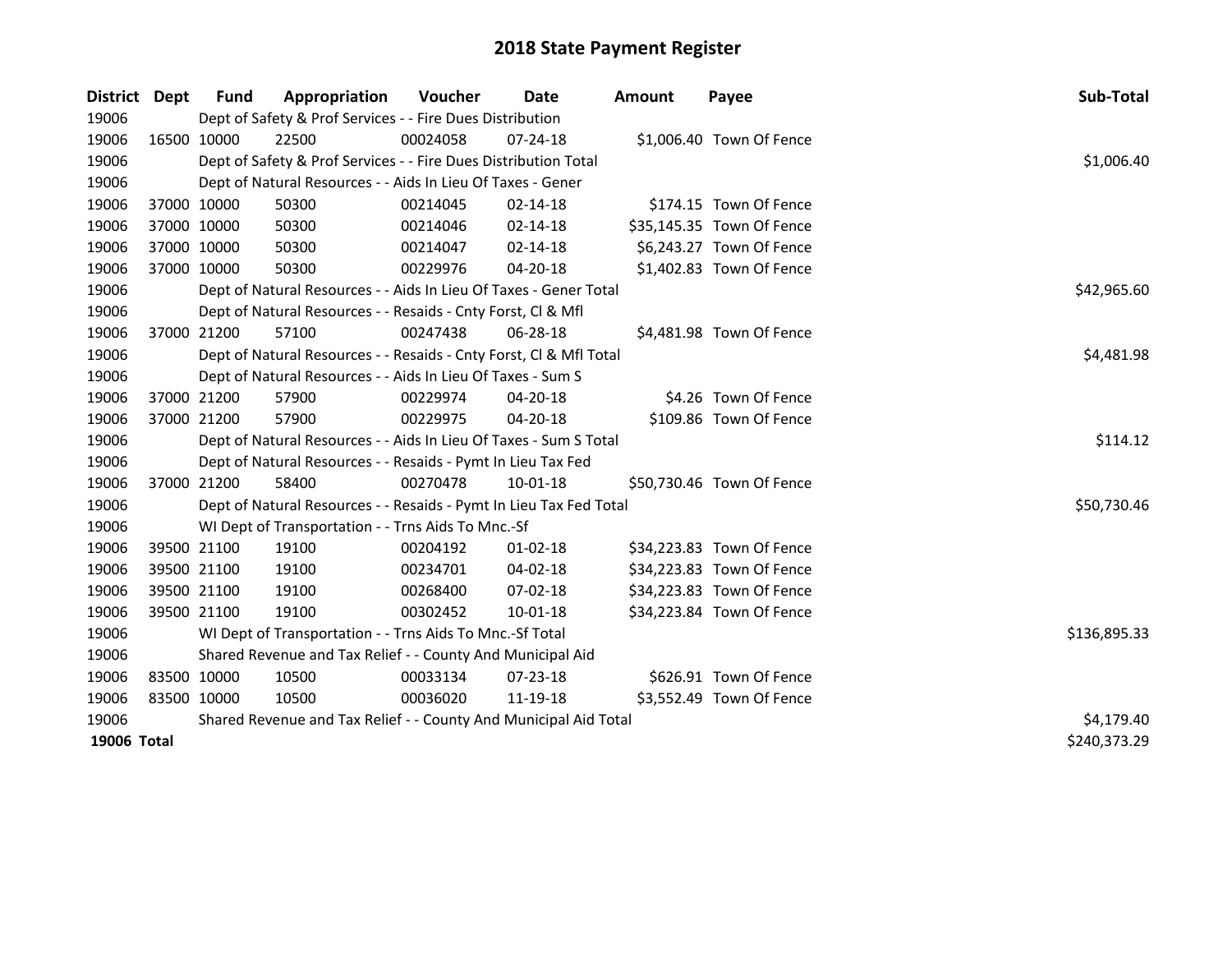# 2018 State Payment Register

| District | Dept | Fund | Appropriation | Voucher | Date | Amount | Payee | Sub-Total |
|---|---|---|---|---|---|---|---|---|
| 19006 | | Dept of Safety & Prof Services - - Fire Dues Distribution | | | | | | |
| 19006 | 16500 | 10000 | 22500 | 00024058 | 07-24-18 | $1,006.40 | Town Of Fence | |
| 19006 | | Dept of Safety & Prof Services - - Fire Dues Distribution Total | | | | | | $1,006.40 |
| 19006 | | Dept of Natural Resources - - Aids In Lieu Of Taxes - Gener | | | | | | |
| 19006 | 37000 | 10000 | 50300 | 00214045 | 02-14-18 | $174.15 | Town Of Fence | |
| 19006 | 37000 | 10000 | 50300 | 00214046 | 02-14-18 | $35,145.35 | Town Of Fence | |
| 19006 | 37000 | 10000 | 50300 | 00214047 | 02-14-18 | $6,243.27 | Town Of Fence | |
| 19006 | 37000 | 10000 | 50300 | 00229976 | 04-20-18 | $1,402.83 | Town Of Fence | |
| 19006 | | Dept of Natural Resources - - Aids In Lieu Of Taxes - Gener Total | | | | | | $42,965.60 |
| 19006 | | Dept of Natural Resources - - Resaids - Cnty Forst, Cl & Mfl | | | | | | |
| 19006 | 37000 | 21200 | 57100 | 00247438 | 06-28-18 | $4,481.98 | Town Of Fence | |
| 19006 | | Dept of Natural Resources - - Resaids - Cnty Forst, Cl & Mfl Total | | | | | | $4,481.98 |
| 19006 | | Dept of Natural Resources - - Aids In Lieu Of Taxes - Sum S | | | | | | |
| 19006 | 37000 | 21200 | 57900 | 00229974 | 04-20-18 | $4.26 | Town Of Fence | |
| 19006 | 37000 | 21200 | 57900 | 00229975 | 04-20-18 | $109.86 | Town Of Fence | |
| 19006 | | Dept of Natural Resources - - Aids In Lieu Of Taxes - Sum S Total | | | | | | $114.12 |
| 19006 | | Dept of Natural Resources - - Resaids - Pymt In Lieu Tax Fed | | | | | | |
| 19006 | 37000 | 21200 | 58400 | 00270478 | 10-01-18 | $50,730.46 | Town Of Fence | |
| 19006 | | Dept of Natural Resources - - Resaids - Pymt In Lieu Tax Fed Total | | | | | | $50,730.46 |
| 19006 | | WI Dept of Transportation - - Trns Aids To Mnc.-Sf | | | | | | |
| 19006 | 39500 | 21100 | 19100 | 00204192 | 01-02-18 | $34,223.83 | Town Of Fence | |
| 19006 | 39500 | 21100 | 19100 | 00234701 | 04-02-18 | $34,223.83 | Town Of Fence | |
| 19006 | 39500 | 21100 | 19100 | 00268400 | 07-02-18 | $34,223.83 | Town Of Fence | |
| 19006 | 39500 | 21100 | 19100 | 00302452 | 10-01-18 | $34,223.84 | Town Of Fence | |
| 19006 | | WI Dept of Transportation - - Trns Aids To Mnc.-Sf Total | | | | | | $136,895.33 |
| 19006 | | Shared Revenue and Tax Relief - - County And Municipal Aid | | | | | | |
| 19006 | 83500 | 10000 | 10500 | 00033134 | 07-23-18 | $626.91 | Town Of Fence | |
| 19006 | 83500 | 10000 | 10500 | 00036020 | 11-19-18 | $3,552.49 | Town Of Fence | |
| 19006 | | Shared Revenue and Tax Relief - - County And Municipal Aid Total | | | | | | $4,179.40 |
| **19006 Total** | | | | | | | | $240,373.29 |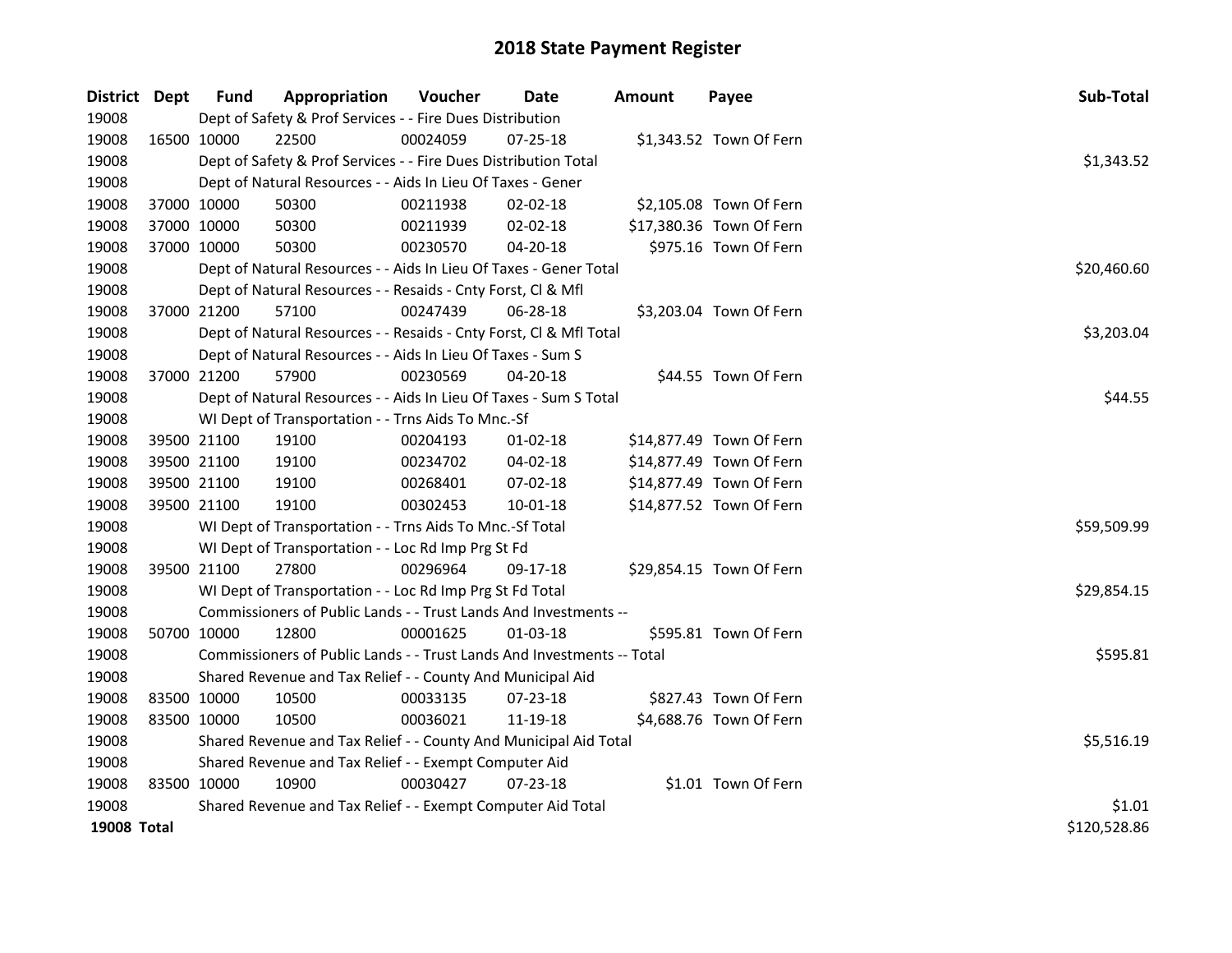# 2018 State Payment Register

| District | Dept | Fund | Appropriation | Voucher | Date | Amount | Payee | Sub-Total |
|---|---|---|---|---|---|---|---|---|
| 19008 | | Dept of Safety & Prof Services - - Fire Dues Distribution | | | | | | |
| 19008 | 16500 | 10000 | 22500 | 00024059 | 07-25-18 | $1,343.52 | Town Of Fern | |
| 19008 | | Dept of Safety & Prof Services - - Fire Dues Distribution Total | | | | | | $1,343.52 |
| 19008 | | Dept of Natural Resources - - Aids In Lieu Of Taxes - Gener | | | | | | |
| 19008 | 37000 | 10000 | 50300 | 00211938 | 02-02-18 | $2,105.08 | Town Of Fern | |
| 19008 | 37000 | 10000 | 50300 | 00211939 | 02-02-18 | $17,380.36 | Town Of Fern | |
| 19008 | 37000 | 10000 | 50300 | 00230570 | 04-20-18 | $975.16 | Town Of Fern | |
| 19008 | | Dept of Natural Resources - - Aids In Lieu Of Taxes - Gener Total | | | | | | $20,460.60 |
| 19008 | | Dept of Natural Resources - - Resaids - Cnty Forst, Cl & Mfl | | | | | | |
| 19008 | 37000 | 21200 | 57100 | 00247439 | 06-28-18 | $3,203.04 | Town Of Fern | |
| 19008 | | Dept of Natural Resources - - Resaids - Cnty Forst, Cl & Mfl Total | | | | | | $3,203.04 |
| 19008 | | Dept of Natural Resources - - Aids In Lieu Of Taxes - Sum S | | | | | | |
| 19008 | 37000 | 21200 | 57900 | 00230569 | 04-20-18 | $44.55 | Town Of Fern | |
| 19008 | | Dept of Natural Resources - - Aids In Lieu Of Taxes - Sum S Total | | | | | | $44.55 |
| 19008 | | WI Dept of Transportation - - Trns Aids To Mnc.-Sf | | | | | | |
| 19008 | 39500 | 21100 | 19100 | 00204193 | 01-02-18 | $14,877.49 | Town Of Fern | |
| 19008 | 39500 | 21100 | 19100 | 00234702 | 04-02-18 | $14,877.49 | Town Of Fern | |
| 19008 | 39500 | 21100 | 19100 | 00268401 | 07-02-18 | $14,877.49 | Town Of Fern | |
| 19008 | 39500 | 21100 | 19100 | 00302453 | 10-01-18 | $14,877.52 | Town Of Fern | |
| 19008 | | WI Dept of Transportation - - Trns Aids To Mnc.-Sf Total | | | | | | $59,509.99 |
| 19008 | | WI Dept of Transportation - - Loc Rd Imp Prg St Fd | | | | | | |
| 19008 | 39500 | 21100 | 27800 | 00296964 | 09-17-18 | $29,854.15 | Town Of Fern | |
| 19008 | | WI Dept of Transportation - - Loc Rd Imp Prg St Fd Total | | | | | | $29,854.15 |
| 19008 | | Commissioners of Public Lands - - Trust Lands And Investments -- | | | | | | |
| 19008 | 50700 | 10000 | 12800 | 00001625 | 01-03-18 | $595.81 | Town Of Fern | |
| 19008 | | Commissioners of Public Lands - - Trust Lands And Investments -- Total | | | | | | $595.81 |
| 19008 | | Shared Revenue and Tax Relief - - County And Municipal Aid | | | | | | |
| 19008 | 83500 | 10000 | 10500 | 00033135 | 07-23-18 | $827.43 | Town Of Fern | |
| 19008 | 83500 | 10000 | 10500 | 00036021 | 11-19-18 | $4,688.76 | Town Of Fern | |
| 19008 | | Shared Revenue and Tax Relief - - County And Municipal Aid Total | | | | | | $5,516.19 |
| 19008 | | Shared Revenue and Tax Relief - - Exempt Computer Aid | | | | | | |
| 19008 | 83500 | 10000 | 10900 | 00030427 | 07-23-18 | $1.01 | Town Of Fern | |
| 19008 | | Shared Revenue and Tax Relief - - Exempt Computer Aid Total | | | | | | $1.01 |
| **19008 Total** | | | | | | | | $120,528.86 |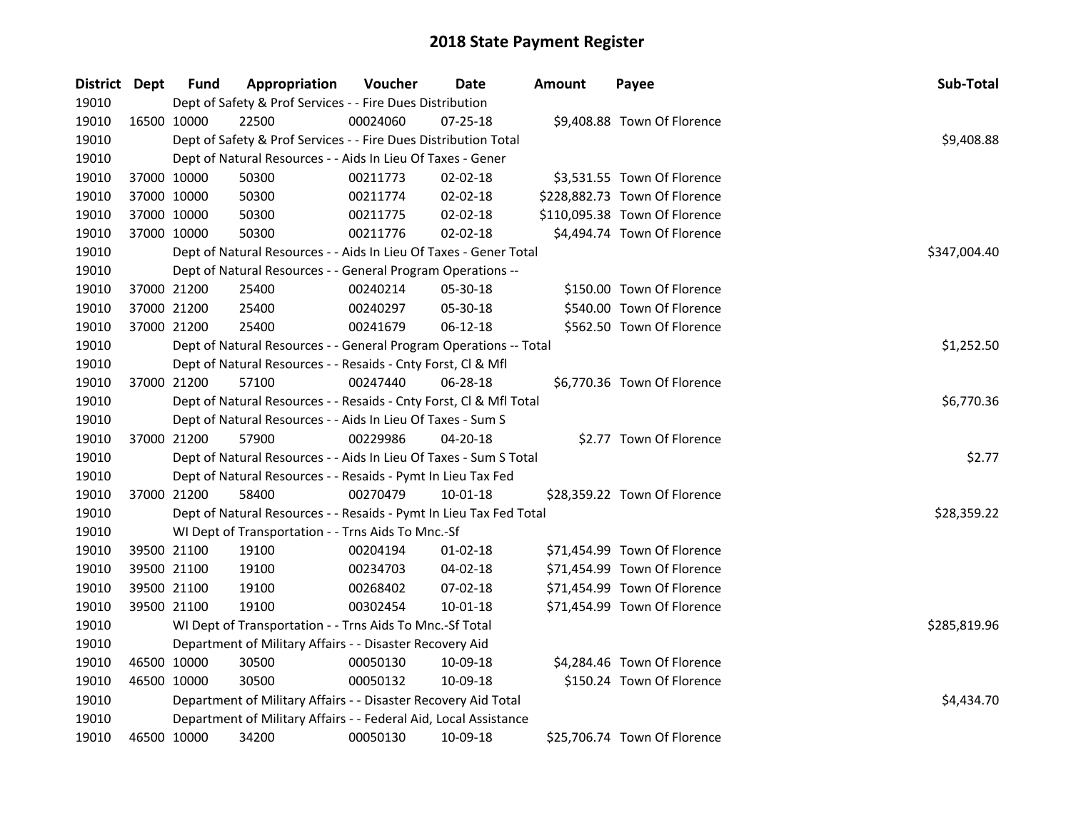# 2018 State Payment Register

| District | Dept | Fund | Appropriation | Voucher | Date | Amount | Payee | Sub-Total |
|---|---|---|---|---|---|---|---|---|
| 19010 | | Dept of Safety & Prof Services - - Fire Dues Distribution | | | | | | |
| 19010 | 16500 | 10000 | 22500 | 00024060 | 07-25-18 | $9,408.88 | Town Of Florence | |
| 19010 | | Dept of Safety & Prof Services - - Fire Dues Distribution Total | | | | | | $9,408.88 |
| 19010 | | Dept of Natural Resources - - Aids In Lieu Of Taxes - Gener | | | | | | |
| 19010 | 37000 | 10000 | 50300 | 00211773 | 02-02-18 | $3,531.55 | Town Of Florence | |
| 19010 | 37000 | 10000 | 50300 | 00211774 | 02-02-18 | $228,882.73 | Town Of Florence | |
| 19010 | 37000 | 10000 | 50300 | 00211775 | 02-02-18 | $110,095.38 | Town Of Florence | |
| 19010 | 37000 | 10000 | 50300 | 00211776 | 02-02-18 | $4,494.74 | Town Of Florence | |
| 19010 | | Dept of Natural Resources - - Aids In Lieu Of Taxes - Gener Total | | | | | | $347,004.40 |
| 19010 | | Dept of Natural Resources - - General Program Operations -- | | | | | | |
| 19010 | 37000 | 21200 | 25400 | 00240214 | 05-30-18 | $150.00 | Town Of Florence | |
| 19010 | 37000 | 21200 | 25400 | 00240297 | 05-30-18 | $540.00 | Town Of Florence | |
| 19010 | 37000 | 21200 | 25400 | 00241679 | 06-12-18 | $562.50 | Town Of Florence | |
| 19010 | | Dept of Natural Resources - - General Program Operations -- Total | | | | | | $1,252.50 |
| 19010 | | Dept of Natural Resources - - Resaids - Cnty Forst, Cl & Mfl | | | | | | |
| 19010 | 37000 | 21200 | 57100 | 00247440 | 06-28-18 | $6,770.36 | Town Of Florence | |
| 19010 | | Dept of Natural Resources - - Resaids - Cnty Forst, Cl & Mfl Total | | | | | | $6,770.36 |
| 19010 | | Dept of Natural Resources - - Aids In Lieu Of Taxes - Sum S | | | | | | |
| 19010 | 37000 | 21200 | 57900 | 00229986 | 04-20-18 | $2.77 | Town Of Florence | |
| 19010 | | Dept of Natural Resources - - Aids In Lieu Of Taxes - Sum S Total | | | | | | $2.77 |
| 19010 | | Dept of Natural Resources - - Resaids - Pymt In Lieu Tax Fed | | | | | | |
| 19010 | 37000 | 21200 | 58400 | 00270479 | 10-01-18 | $28,359.22 | Town Of Florence | |
| 19010 | | Dept of Natural Resources - - Resaids - Pymt In Lieu Tax Fed Total | | | | | | $28,359.22 |
| 19010 | | WI Dept of Transportation - - Trns Aids To Mnc.-Sf | | | | | | |
| 19010 | 39500 | 21100 | 19100 | 00204194 | 01-02-18 | $71,454.99 | Town Of Florence | |
| 19010 | 39500 | 21100 | 19100 | 00234703 | 04-02-18 | $71,454.99 | Town Of Florence | |
| 19010 | 39500 | 21100 | 19100 | 00268402 | 07-02-18 | $71,454.99 | Town Of Florence | |
| 19010 | 39500 | 21100 | 19100 | 00302454 | 10-01-18 | $71,454.99 | Town Of Florence | |
| 19010 | | WI Dept of Transportation - - Trns Aids To Mnc.-Sf Total | | | | | | $285,819.96 |
| 19010 | | Department of Military Affairs - - Disaster Recovery Aid | | | | | | |
| 19010 | 46500 | 10000 | 30500 | 00050130 | 10-09-18 | $4,284.46 | Town Of Florence | |
| 19010 | 46500 | 10000 | 30500 | 00050132 | 10-09-18 | $150.24 | Town Of Florence | |
| 19010 | | Department of Military Affairs - - Disaster Recovery Aid Total | | | | | | $4,434.70 |
| 19010 | | Department of Military Affairs - - Federal Aid, Local Assistance | | | | | | |
| 19010 | 46500 | 10000 | 34200 | 00050130 | 10-09-18 | $25,706.74 | Town Of Florence | |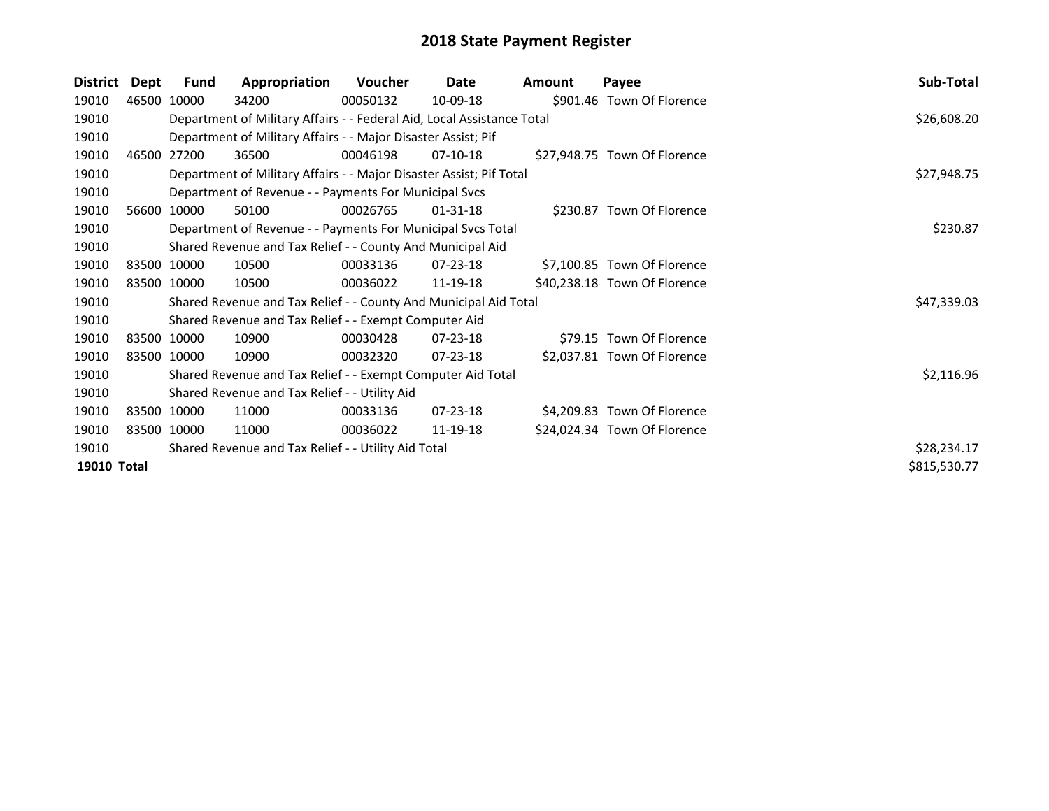# 2018 State Payment Register

| District | Dept | Fund | Appropriation | Voucher | Date | Amount | Payee | Sub-Total |
|---|---|---|---|---|---|---|---|---|
| 19010 | 46500 | 10000 | 34200 | 00050132 | 10-09-18 | $901.46 | Town Of Florence | |
| 19010 | | Department of Military Affairs - - Federal Aid, Local Assistance Total | | | | | | $26,608.20 |
| 19010 | | Department of Military Affairs - - Major Disaster Assist; Pif | | | | | | |
| 19010 | 46500 | 27200 | 36500 | 00046198 | 07-10-18 | $27,948.75 | Town Of Florence | |
| 19010 | | Department of Military Affairs - - Major Disaster Assist; Pif Total | | | | | | $27,948.75 |
| 19010 | | Department of Revenue - - Payments For Municipal Svcs | | | | | | |
| 19010 | 56600 | 10000 | 50100 | 00026765 | 01-31-18 | $230.87 | Town Of Florence | |
| 19010 | | Department of Revenue - - Payments For Municipal Svcs Total | | | | | | $230.87 |
| 19010 | | Shared Revenue and Tax Relief - - County And Municipal Aid | | | | | | |
| 19010 | 83500 | 10000 | 10500 | 00033136 | 07-23-18 | $7,100.85 | Town Of Florence | |
| 19010 | 83500 | 10000 | 10500 | 00036022 | 11-19-18 | $40,238.18 | Town Of Florence | |
| 19010 | | Shared Revenue and Tax Relief - - County And Municipal Aid Total | | | | | | $47,339.03 |
| 19010 | | Shared Revenue and Tax Relief - - Exempt Computer Aid | | | | | | |
| 19010 | 83500 | 10000 | 10900 | 00030428 | 07-23-18 | $79.15 | Town Of Florence | |
| 19010 | 83500 | 10000 | 10900 | 00032320 | 07-23-18 | $2,037.81 | Town Of Florence | |
| 19010 | | Shared Revenue and Tax Relief - - Exempt Computer Aid Total | | | | | | $2,116.96 |
| 19010 | | Shared Revenue and Tax Relief - - Utility Aid | | | | | | |
| 19010 | 83500 | 10000 | 11000 | 00033136 | 07-23-18 | $4,209.83 | Town Of Florence | |
| 19010 | 83500 | 10000 | 11000 | 00036022 | 11-19-18 | $24,024.34 | Town Of Florence | |
| 19010 | | Shared Revenue and Tax Relief - - Utility Aid Total | | | | | | $28,234.17 |
| **19010 Total** | | | | | | | | $815,530.77 |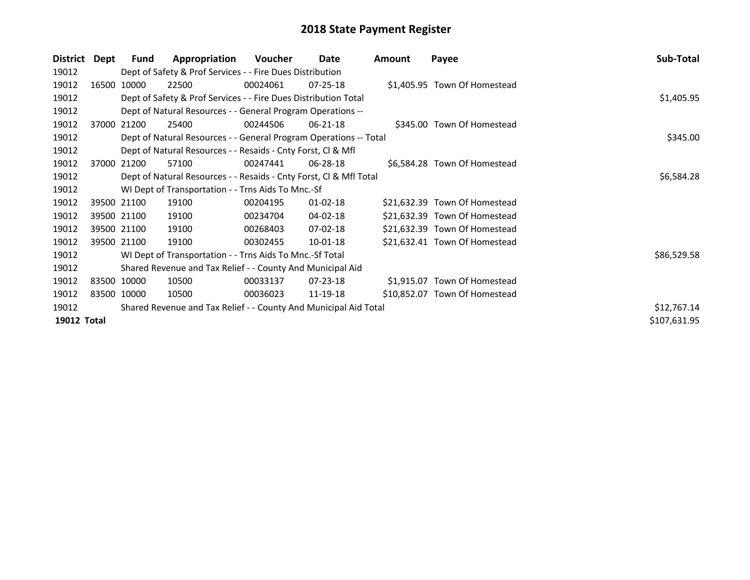# 2018 State Payment Register

| District | Dept | Fund | Appropriation | Voucher | Date | Amount | Payee | Sub-Total |
|---|---|---|---|---|---|---|---|---|
| 19012 | | Dept of Safety & Prof Services - - Fire Dues Distribution | | | | | | |
| 19012 | 16500 | 10000 | 22500 | 00024061 | 07-25-18 | $1,405.95 | Town Of Homestead | |
| 19012 | | Dept of Safety & Prof Services - - Fire Dues Distribution Total | | | | | | $1,405.95 |
| 19012 | | Dept of Natural Resources - - General Program Operations -- | | | | | | |
| 19012 | 37000 | 21200 | 25400 | 00244506 | 06-21-18 | $345.00 | Town Of Homestead | |
| 19012 | | Dept of Natural Resources - - General Program Operations -- Total | | | | | | $345.00 |
| 19012 | | Dept of Natural Resources - - Resaids - Cnty Forst, Cl & Mfl | | | | | | |
| 19012 | 37000 | 21200 | 57100 | 00247441 | 06-28-18 | $6,584.28 | Town Of Homestead | |
| 19012 | | Dept of Natural Resources - - Resaids - Cnty Forst, Cl & Mfl Total | | | | | | $6,584.28 |
| 19012 | | WI Dept of Transportation - - Trns Aids To Mnc.-Sf | | | | | | |
| 19012 | 39500 | 21100 | 19100 | 00204195 | 01-02-18 | $21,632.39 | Town Of Homestead | |
| 19012 | 39500 | 21100 | 19100 | 00234704 | 04-02-18 | $21,632.39 | Town Of Homestead | |
| 19012 | 39500 | 21100 | 19100 | 00268403 | 07-02-18 | $21,632.39 | Town Of Homestead | |
| 19012 | 39500 | 21100 | 19100 | 00302455 | 10-01-18 | $21,632.41 | Town Of Homestead | |
| 19012 | | WI Dept of Transportation - - Trns Aids To Mnc.-Sf Total | | | | | | $86,529.58 |
| 19012 | | Shared Revenue and Tax Relief - - County And Municipal Aid | | | | | | |
| 19012 | 83500 | 10000 | 10500 | 00033137 | 07-23-18 | $1,915.07 | Town Of Homestead | |
| 19012 | 83500 | 10000 | 10500 | 00036023 | 11-19-18 | $10,852.07 | Town Of Homestead | |
| 19012 | | Shared Revenue and Tax Relief - - County And Municipal Aid Total | | | | | | $12,767.14 |
| **19012 Total** | | | | | | | | $107,631.95 |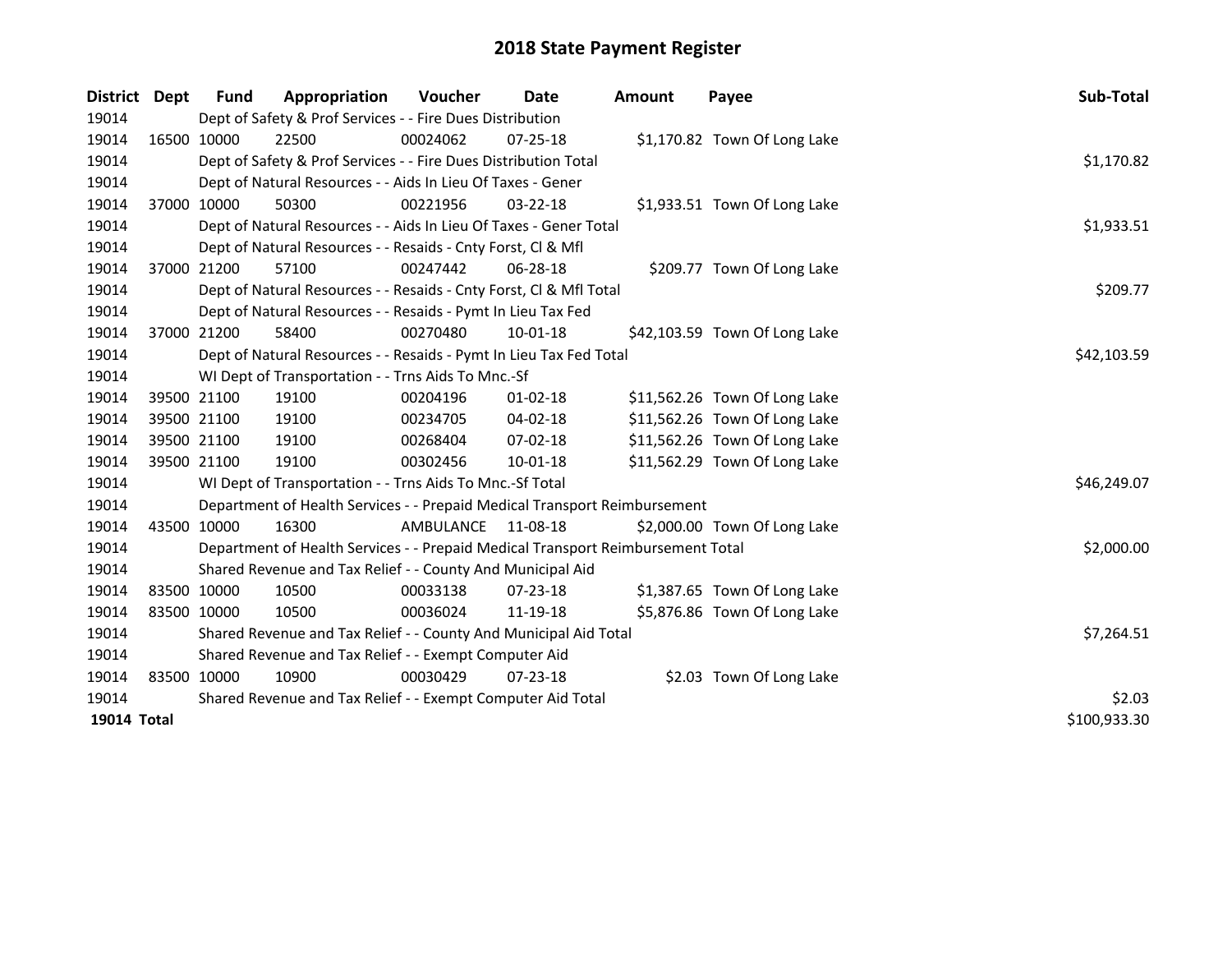# 2018 State Payment Register

| District | Dept | Fund | Appropriation | Voucher | Date | Amount | Payee | Sub-Total |
|---|---|---|---|---|---|---|---|---|
| 19014 | | Dept of Safety & Prof Services - - Fire Dues Distribution | | | | | | |
| 19014 | 16500 | 10000 | 22500 | 00024062 | 07-25-18 | $1,170.82 | Town Of Long Lake | |
| 19014 | | Dept of Safety & Prof Services - - Fire Dues Distribution Total | | | | | | $1,170.82 |
| 19014 | | Dept of Natural Resources - - Aids In Lieu Of Taxes - Gener | | | | | | |
| 19014 | 37000 | 10000 | 50300 | 00221956 | 03-22-18 | $1,933.51 | Town Of Long Lake | |
| 19014 | | Dept of Natural Resources - - Aids In Lieu Of Taxes - Gener Total | | | | | | $1,933.51 |
| 19014 | | Dept of Natural Resources - - Resaids - Cnty Forst, Cl & Mfl | | | | | | |
| 19014 | 37000 | 21200 | 57100 | 00247442 | 06-28-18 | $209.77 | Town Of Long Lake | |
| 19014 | | Dept of Natural Resources - - Resaids - Cnty Forst, Cl & Mfl Total | | | | | | $209.77 |
| 19014 | | Dept of Natural Resources - - Resaids - Pymt In Lieu Tax Fed | | | | | | |
| 19014 | 37000 | 21200 | 58400 | 00270480 | 10-01-18 | $42,103.59 | Town Of Long Lake | |
| 19014 | | Dept of Natural Resources - - Resaids - Pymt In Lieu Tax Fed Total | | | | | | $42,103.59 |
| 19014 | | WI Dept of Transportation - - Trns Aids To Mnc.-Sf | | | | | | |
| 19014 | 39500 | 21100 | 19100 | 00204196 | 01-02-18 | $11,562.26 | Town Of Long Lake | |
| 19014 | 39500 | 21100 | 19100 | 00234705 | 04-02-18 | $11,562.26 | Town Of Long Lake | |
| 19014 | 39500 | 21100 | 19100 | 00268404 | 07-02-18 | $11,562.26 | Town Of Long Lake | |
| 19014 | 39500 | 21100 | 19100 | 00302456 | 10-01-18 | $11,562.29 | Town Of Long Lake | |
| 19014 | | WI Dept of Transportation - - Trns Aids To Mnc.-Sf Total | | | | | | $46,249.07 |
| 19014 | | Department of Health Services - - Prepaid Medical Transport Reimbursement | | | | | | |
| 19014 | 43500 | 10000 | 16300 | AMBULANCE | 11-08-18 | $2,000.00 | Town Of Long Lake | |
| 19014 | | Department of Health Services - - Prepaid Medical Transport Reimbursement Total | | | | | | $2,000.00 |
| 19014 | | Shared Revenue and Tax Relief - - County And Municipal Aid | | | | | | |
| 19014 | 83500 | 10000 | 10500 | 00033138 | 07-23-18 | $1,387.65 | Town Of Long Lake | |
| 19014 | 83500 | 10000 | 10500 | 00036024 | 11-19-18 | $5,876.86 | Town Of Long Lake | |
| 19014 | | Shared Revenue and Tax Relief - - County And Municipal Aid Total | | | | | | $7,264.51 |
| 19014 | | Shared Revenue and Tax Relief - - Exempt Computer Aid | | | | | | |
| 19014 | 83500 | 10000 | 10900 | 00030429 | 07-23-18 | $2.03 | Town Of Long Lake | |
| 19014 | | Shared Revenue and Tax Relief - - Exempt Computer Aid Total | | | | | | $2.03 |
| **19014 Total** | | | | | | | | $100,933.30 |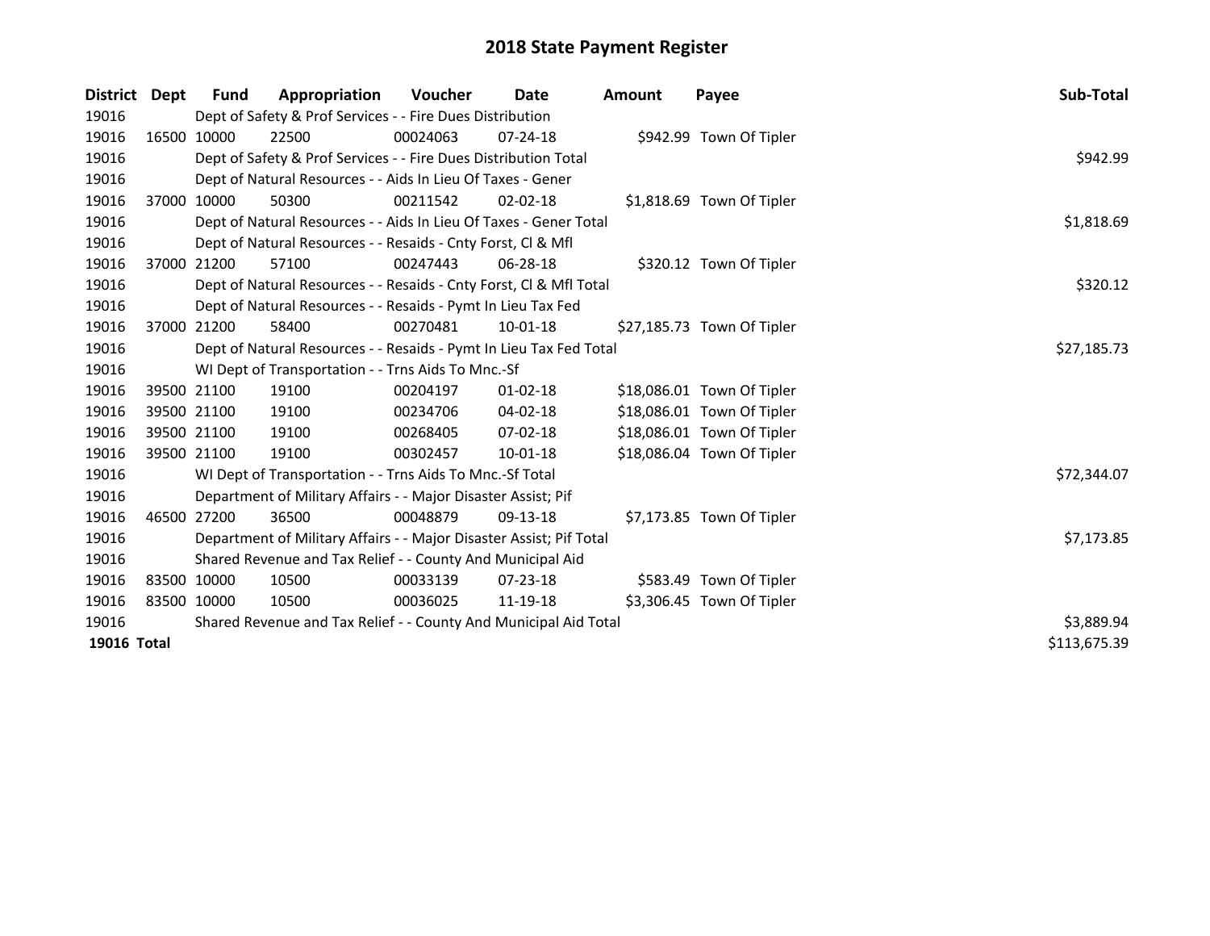# 2018 State Payment Register

| District | Dept | Fund | Appropriation | Voucher | Date | Amount | Payee | Sub-Total |
|---|---|---|---|---|---|---|---|---|
| 19016 | | Dept of Safety & Prof Services - - Fire Dues Distribution | | | | | | |
| 19016 | 16500 | 10000 | 22500 | 00024063 | 07-24-18 | $942.99 | Town Of Tipler | |
| 19016 | | Dept of Safety & Prof Services - - Fire Dues Distribution Total | | | | | | $942.99 |
| 19016 | | Dept of Natural Resources - - Aids In Lieu Of Taxes - Gener | | | | | | |
| 19016 | 37000 | 10000 | 50300 | 00211542 | 02-02-18 | $1,818.69 | Town Of Tipler | |
| 19016 | | Dept of Natural Resources - - Aids In Lieu Of Taxes - Gener Total | | | | | | $1,818.69 |
| 19016 | | Dept of Natural Resources - - Resaids - Cnty Forst, Cl & Mfl | | | | | | |
| 19016 | 37000 | 21200 | 57100 | 00247443 | 06-28-18 | $320.12 | Town Of Tipler | |
| 19016 | | Dept of Natural Resources - - Resaids - Cnty Forst, Cl & Mfl Total | | | | | | $320.12 |
| 19016 | | Dept of Natural Resources - - Resaids - Pymt In Lieu Tax Fed | | | | | | |
| 19016 | 37000 | 21200 | 58400 | 00270481 | 10-01-18 | $27,185.73 | Town Of Tipler | |
| 19016 | | Dept of Natural Resources - - Resaids - Pymt In Lieu Tax Fed Total | | | | | | $27,185.73 |
| 19016 | | WI Dept of Transportation - - Trns Aids To Mnc.-Sf | | | | | | |
| 19016 | 39500 | 21100 | 19100 | 00204197 | 01-02-18 | $18,086.01 | Town Of Tipler | |
| 19016 | 39500 | 21100 | 19100 | 00234706 | 04-02-18 | $18,086.01 | Town Of Tipler | |
| 19016 | 39500 | 21100 | 19100 | 00268405 | 07-02-18 | $18,086.01 | Town Of Tipler | |
| 19016 | 39500 | 21100 | 19100 | 00302457 | 10-01-18 | $18,086.04 | Town Of Tipler | |
| 19016 | | WI Dept of Transportation - - Trns Aids To Mnc.-Sf Total | | | | | | $72,344.07 |
| 19016 | | Department of Military Affairs - - Major Disaster Assist; Pif | | | | | | |
| 19016 | 46500 | 27200 | 36500 | 00048879 | 09-13-18 | $7,173.85 | Town Of Tipler | |
| 19016 | | Department of Military Affairs - - Major Disaster Assist; Pif Total | | | | | | $7,173.85 |
| 19016 | | Shared Revenue and Tax Relief - - County And Municipal Aid | | | | | | |
| 19016 | 83500 | 10000 | 10500 | 00033139 | 07-23-18 | $583.49 | Town Of Tipler | |
| 19016 | 83500 | 10000 | 10500 | 00036025 | 11-19-18 | $3,306.45 | Town Of Tipler | |
| 19016 | | Shared Revenue and Tax Relief - - County And Municipal Aid Total | | | | | | $3,889.94 |
| **19016 Total** | | | | | | | | $113,675.39 |